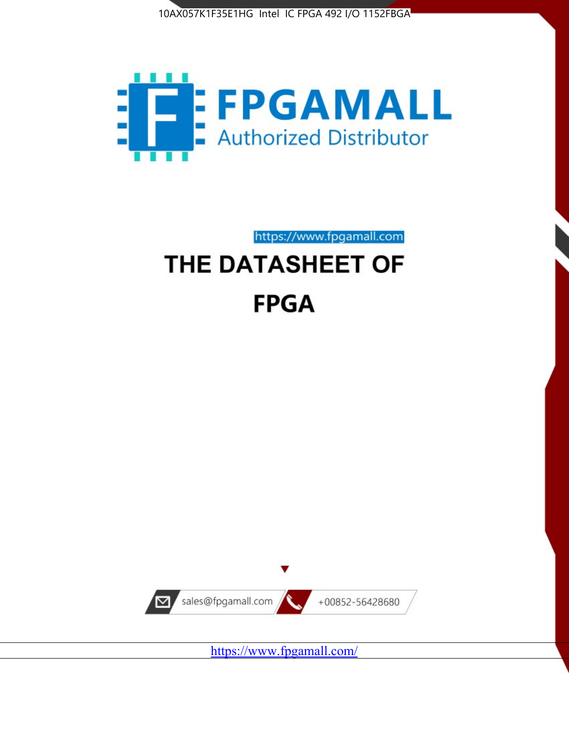10AX057K1F35E1HG Intel IC FPGA 492 I/O 1152FBGA

FPGAMALL

Authorized Distributor

https://www.fpgamall.com

# THE DATASHEET OF

# FPGA

sales@fpgamall.com

+00852-56428680

https://www.fpgamall.com/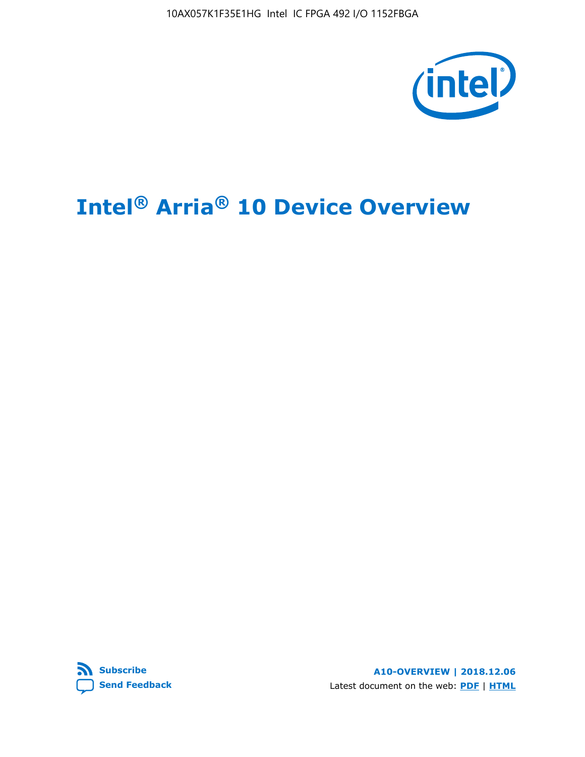10AX057K1F35E1HG Intel IC FPGA 492 I/O 1152FBGA

# Intel® Arria® 10 Device Overview

Subscribe

Send Feedback

A10-OVERVIEW | 2018.12.06

Latest document on the web: PDF | HTML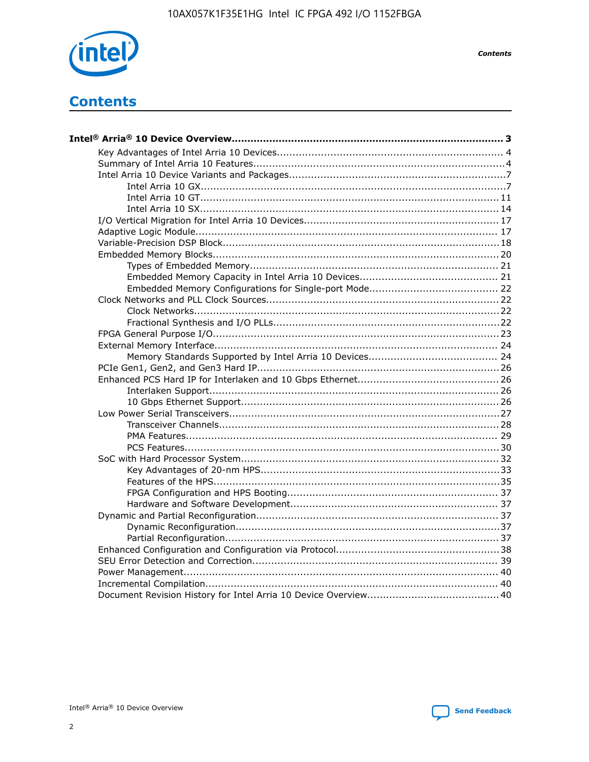# Contents

**Intel® Arria® 10 Device Overview....................................................................................... 3**

- Key Advantages of Intel Arria 10 Devices....................................................................... 4
- Summary of Intel Arria 10 Features................................................................................4
- Intel Arria 10 Device Variants and Packages.....................................................................7
  - Intel Arria 10 GX.................................................................................................7
  - Intel Arria 10 GT............................................................................................... 11
  - Intel Arria 10 SX............................................................................................... 14
- I/O Vertical Migration for Intel Arria 10 Devices.............................................................. 17
- Adaptive Logic Module................................................................................................ 17
- Variable-Precision DSP Block....................................................................................... 18
- Embedded Memory Blocks........................................................................................... 20
  - Types of Embedded Memory............................................................................... 21
  - Embedded Memory Capacity in Intel Arria 10 Devices............................................ 21
  - Embedded Memory Configurations for Single-port Mode......................................... 22
- Clock Networks and PLL Clock Sources......................................................................... 22
  - Clock Networks................................................................................................. 22
  - Fractional Synthesis and I/O PLLs........................................................................ 22
- FPGA General Purpose I/O.......................................................................................... 23
- External Memory Interface.......................................................................................... 24
  - Memory Standards Supported by Intel Arria 10 Devices......................................... 24
- PCIe Gen1, Gen2, and Gen3 Hard IP............................................................................ 26
- Enhanced PCS Hard IP for Interlaken and 10 Gbps Ethernet............................................. 26
  - Interlaken Support............................................................................................ 26
  - 10 Gbps Ethernet Support.................................................................................. 26
- Low Power Serial Transceivers..................................................................................... 27
  - Transceiver Channels......................................................................................... 28
  - PMA Features................................................................................................... 29
  - PCS Features.................................................................................................... 30
- SoC with Hard Processor System.................................................................................. 32
  - Key Advantages of 20-nm HPS............................................................................. 33
  - Features of the HPS........................................................................................... 35
  - FPGA Configuration and HPS Booting................................................................... 37
  - Hardware and Software Development.................................................................. 37
- Dynamic and Partial Reconfiguration............................................................................. 37
  - Dynamic Reconfiguration.................................................................................... 37
  - Partial Reconfiguration....................................................................................... 37
- Enhanced Configuration and Configuration via Protocol.................................................... 38
- SEU Error Detection and Correction.............................................................................. 39
- Power Management.................................................................................................... 40
- Incremental Compilation............................................................................................. 40
- Document Revision History for Intel Arria 10 Device Overview.......................................... 40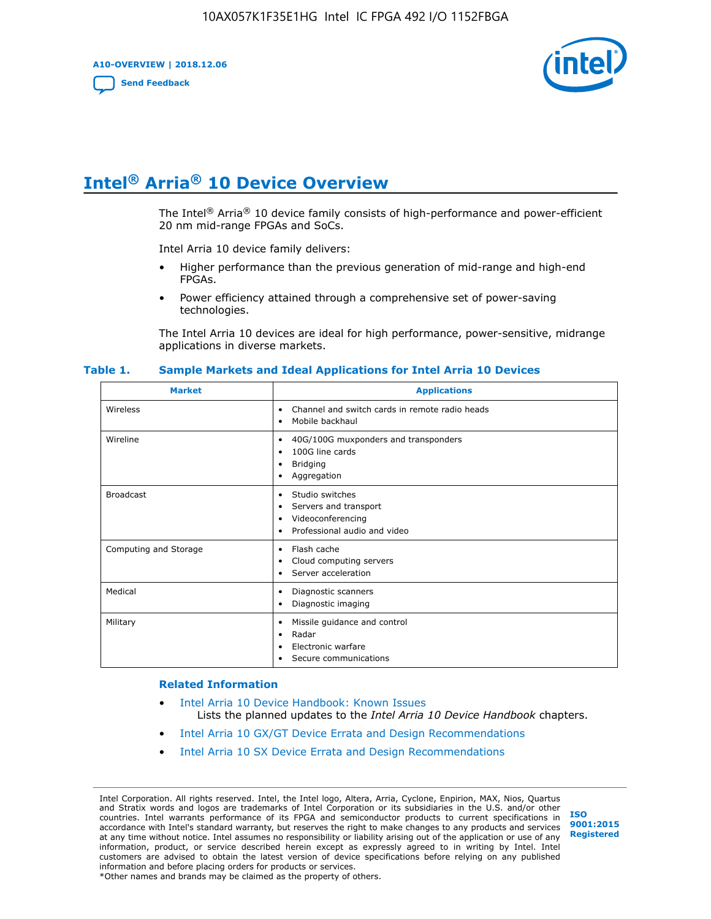# Intel® Arria® 10 Device Overview

The Intel® Arria® 10 device family consists of high-performance and power-efficient 20 nm mid-range FPGAs and SoCs.

Intel Arria 10 device family delivers:

- Higher performance than the previous generation of mid-range and high-end FPGAs.
- Power efficiency attained through a comprehensive set of power-saving technologies.

The Intel Arria 10 devices are ideal for high performance, power-sensitive, midrange applications in diverse markets.

**Table 1. Sample Markets and Ideal Applications for Intel Arria 10 Devices**

| Market | Applications |
|---|---|
| Wireless | • Channel and switch cards in remote radio heads<br>• Mobile backhaul |
| Wireline | • 40G/100G muxponders and transponders<br>• 100G line cards<br>• Bridging<br>• Aggregation |
| Broadcast | • Studio switches<br>• Servers and transport<br>• Videoconferencing<br>• Professional audio and video |
| Computing and Storage | • Flash cache<br>• Cloud computing servers<br>• Server acceleration |
| Medical | • Diagnostic scanners<br>• Diagnostic imaging |
| Military | • Missile guidance and control<br>• Radar<br>• Electronic warfare<br>• Secure communications |

## Related Information

- Intel Arria 10 Device Handbook: Known Issues
  Lists the planned updates to the *Intel Arria 10 Device Handbook* chapters.
- Intel Arria 10 GX/GT Device Errata and Design Recommendations
- Intel Arria 10 SX Device Errata and Design Recommendations

Intel Corporation. All rights reserved. Intel, the Intel logo, Altera, Arria, Cyclone, Enpirion, MAX, Nios, Quartus and Stratix words and logos are trademarks of Intel Corporation or its subsidiaries in the U.S. and/or other countries. Intel warrants performance of its FPGA and semiconductor products to current specifications in accordance with Intel's standard warranty, but reserves the right to make changes to any products and services at any time without notice. Intel assumes no responsibility or liability arising out of the application or use of any information, product, or service described herein except as expressly agreed to in writing by Intel. Intel customers are advised to obtain the latest version of device specifications before relying on any published information and before placing orders for products or services.
*Other names and brands may be claimed as the property of others.

ISO 9001:2015 Registered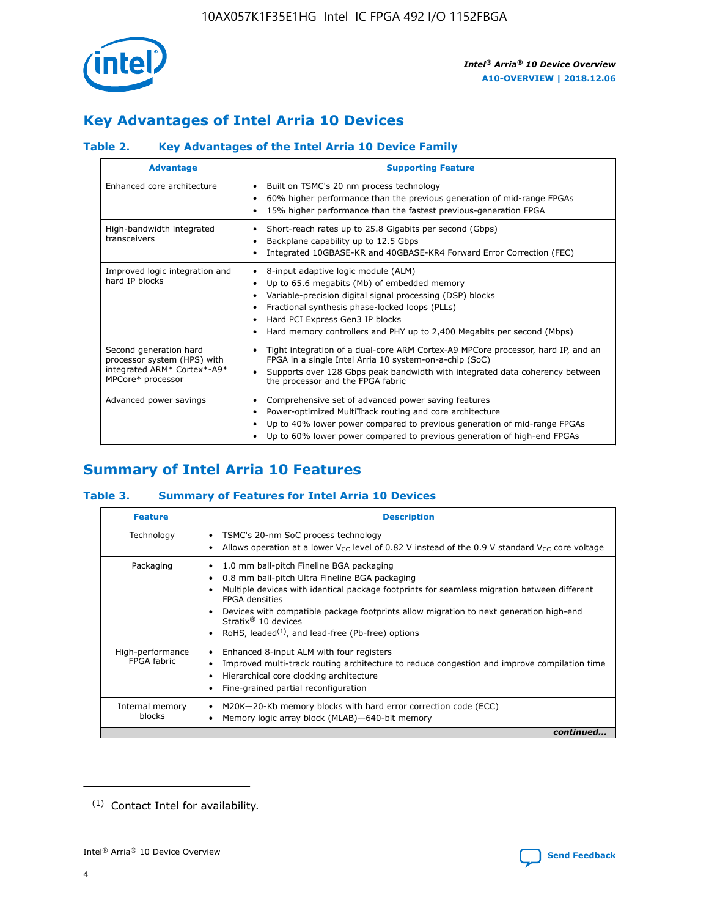## Key Advantages of Intel Arria 10 Devices

### Table 2. Key Advantages of the Intel Arria 10 Device Family

| Advantage | Supporting Feature |
|---|---|
| Enhanced core architecture | • Built on TSMC's 20 nm process technology<br>• 60% higher performance than the previous generation of mid-range FPGAs<br>• 15% higher performance than the fastest previous-generation FPGA |
| High-bandwidth integrated transceivers | • Short-reach rates up to 25.8 Gigabits per second (Gbps)<br>• Backplane capability up to 12.5 Gbps<br>• Integrated 10GBASE-KR and 40GBASE-KR4 Forward Error Correction (FEC) |
| Improved logic integration and hard IP blocks | • 8-input adaptive logic module (ALM)<br>• Up to 65.6 megabits (Mb) of embedded memory<br>• Variable-precision digital signal processing (DSP) blocks<br>• Fractional synthesis phase-locked loops (PLLs)<br>• Hard PCI Express Gen3 IP blocks<br>• Hard memory controllers and PHY up to 2,400 Megabits per second (Mbps) |
| Second generation hard processor system (HPS) with integrated ARM* Cortex*-A9* MPCore* processor | • Tight integration of a dual-core ARM Cortex-A9 MPCore processor, hard IP, and an FPGA in a single Intel Arria 10 system-on-a-chip (SoC)<br>• Supports over 128 Gbps peak bandwidth with integrated data coherency between the processor and the FPGA fabric |
| Advanced power savings | • Comprehensive set of advanced power saving features<br>• Power-optimized MultiTrack routing and core architecture<br>• Up to 40% lower power compared to previous generation of mid-range FPGAs<br>• Up to 60% lower power compared to previous generation of high-end FPGAs |

## Summary of Intel Arria 10 Features

### Table 3. Summary of Features for Intel Arria 10 Devices

| Feature | Description |
|---|---|
| Technology | • TSMC's 20-nm SoC process technology<br>• Allows operation at a lower $V_{CC}$ level of 0.82 V instead of the 0.9 V standard $V_{CC}$ core voltage |
| Packaging | • 1.0 mm ball-pitch Fineline BGA packaging<br>• 0.8 mm ball-pitch Ultra Fineline BGA packaging<br>• Multiple devices with identical package footprints for seamless migration between different FPGA densities<br>• Devices with compatible package footprints allow migration to next generation high-end Stratix® 10 devices<br>• RoHS, leaded[1], and lead-free (Pb-free) options |
| High-performance FPGA fabric | • Enhanced 8-input ALM with four registers<br>• Improved multi-track routing architecture to reduce congestion and improve compilation time<br>• Hierarchical core clocking architecture<br>• Fine-grained partial reconfiguration |
| Internal memory blocks | • M20K—20-Kb memory blocks with hard error correction code (ECC)<br>• Memory logic array block (MLAB)—640-bit memory |

*continued...*

(1) Contact Intel for availability.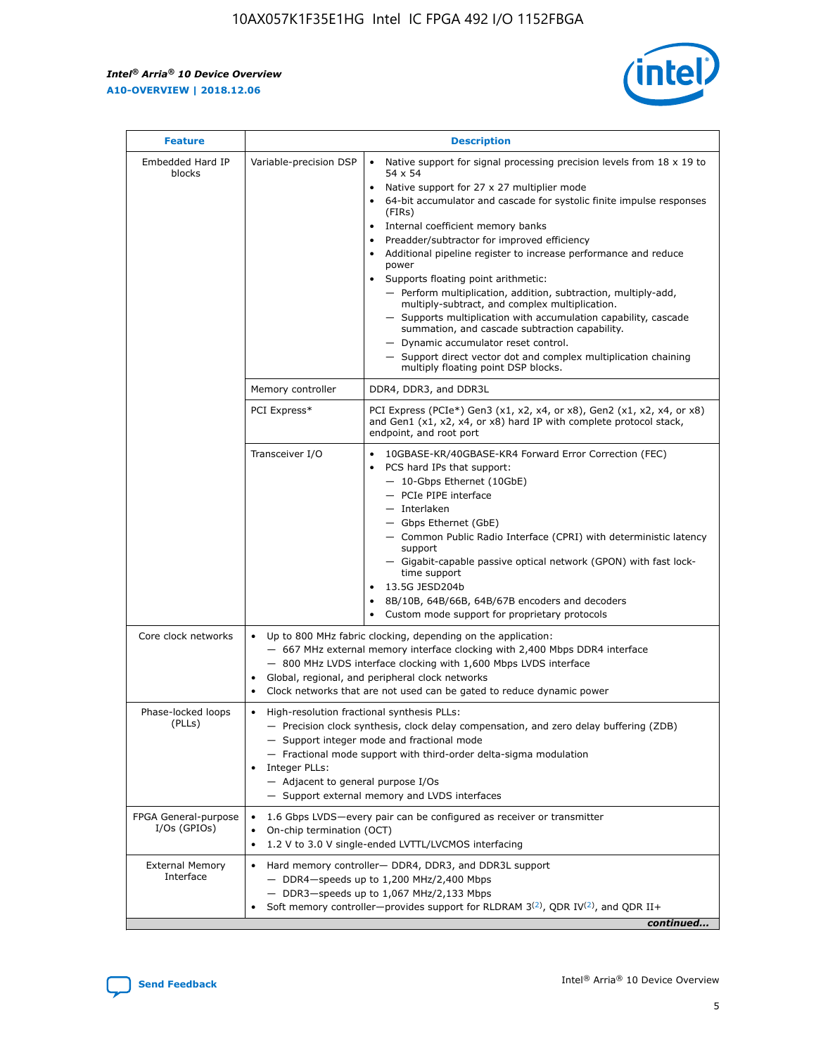| Feature | Description | |
|---|---|---|
| Embedded Hard IP blocks | Variable-precision DSP | • Native support for signal processing precision levels from 18 x 19 to 54 x 54<br>• Native support for 27 x 27 multiplier mode<br>• 64-bit accumulator and cascade for systolic finite impulse responses (FIRs)<br>• Internal coefficient memory banks<br>• Preadder/subtractor for improved efficiency<br>• Additional pipeline register to increase performance and reduce power<br>• Supports floating point arithmetic:<br>— Perform multiplication, addition, subtraction, multiply-add, multiply-subtract, and complex multiplication.<br>— Supports multiplication with accumulation capability, cascade summation, and cascade subtraction capability.<br>— Dynamic accumulator reset control.<br>— Support direct vector dot and complex multiplication chaining multiply floating point DSP blocks. |
| | Memory controller | DDR4, DDR3, and DDR3L |
| | PCI Express* | PCI Express (PCIe*) Gen3 (x1, x2, x4, or x8), Gen2 (x1, x2, x4, or x8) and Gen1 (x1, x2, x4, or x8) hard IP with complete protocol stack, endpoint, and root port |
| | Transceiver I/O | • 10GBASE-KR/40GBASE-KR4 Forward Error Correction (FEC)<br>• PCS hard IPs that support:<br>— 10-Gbps Ethernet (10GbE)<br>— PCIe PIPE interface<br>— Interlaken<br>— Gbps Ethernet (GbE)<br>— Common Public Radio Interface (CPRI) with deterministic latency support<br>— Gigabit-capable passive optical network (GPON) with fast lock-time support<br>• 13.5G JESD204b<br>• 8B/10B, 64B/66B, 64B/67B encoders and decoders<br>• Custom mode support for proprietary protocols |
| Core clock networks | • Up to 800 MHz fabric clocking, depending on the application:<br>— 667 MHz external memory interface clocking with 2,400 Mbps DDR4 interface<br>— 800 MHz LVDS interface clocking with 1,600 Mbps LVDS interface<br>• Global, regional, and peripheral clock networks<br>• Clock networks that are not used can be gated to reduce dynamic power | |
| Phase-locked loops (PLLs) | • High-resolution fractional synthesis PLLs:<br>— Precision clock synthesis, clock delay compensation, and zero delay buffering (ZDB)<br>— Support integer mode and fractional mode<br>— Fractional mode support with third-order delta-sigma modulation<br>• Integer PLLs:<br>— Adjacent to general purpose I/Os<br>— Support external memory and LVDS interfaces | |
| FPGA General-purpose I/Os (GPIOs) | • 1.6 Gbps LVDS—every pair can be configured as receiver or transmitter<br>• On-chip termination (OCT)<br>• 1.2 V to 3.0 V single-ended LVTTL/LVCMOS interfacing | |
| External Memory Interface | • Hard memory controller— DDR4, DDR3, and DDR3L support<br>— DDR4—speeds up to 1,200 MHz/2,400 Mbps<br>— DDR3—speeds up to 1,067 MHz/2,133 Mbps<br>• Soft memory controller—provides support for RLDRAM 3[(2)], QDR IV[(2)], and QDR II+ | |

*continued...*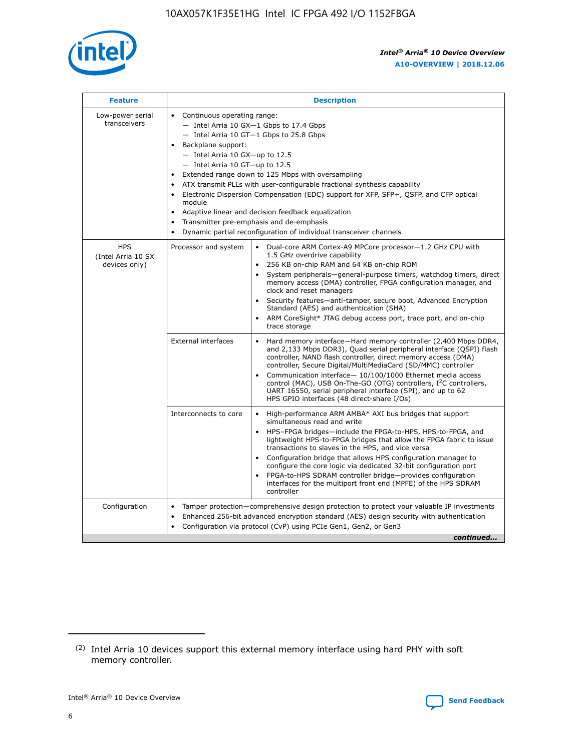| Feature | Description | |
|---|---|---|
| Low-power serial transceivers | • Continuous operating range:<br>— Intel Arria 10 GX—1 Gbps to 17.4 Gbps<br>— Intel Arria 10 GT—1 Gbps to 25.8 Gbps<br>• Backplane support:<br>— Intel Arria 10 GX—up to 12.5<br>— Intel Arria 10 GT—up to 12.5<br>• Extended range down to 125 Mbps with oversampling<br>• ATX transmit PLLs with user-configurable fractional synthesis capability<br>• Electronic Dispersion Compensation (EDC) support for XFP, SFP+, QSFP, and CFP optical module<br>• Adaptive linear and decision feedback equalization<br>• Transmitter pre-emphasis and de-emphasis<br>• Dynamic partial reconfiguration of individual transceiver channels | |
| HPS (Intel Arria 10 SX devices only) | Processor and system | • Dual-core ARM Cortex-A9 MPCore processor—1.2 GHz CPU with 1.5 GHz overdrive capability<br>• 256 KB on-chip RAM and 64 KB on-chip ROM<br>• System peripherals—general-purpose timers, watchdog timers, direct memory access (DMA) controller, FPGA configuration manager, and clock and reset managers<br>• Security features—anti-tamper, secure boot, Advanced Encryption Standard (AES) and authentication (SHA)<br>• ARM CoreSight* JTAG debug access port, trace port, and on-chip trace storage |
| | External interfaces | • Hard memory interface—Hard memory controller (2,400 Mbps DDR4, and 2,133 Mbps DDR3), Quad serial peripheral interface (QSPI) flash controller, NAND flash controller, direct memory access (DMA) controller, Secure Digital/MultiMediaCard (SD/MMC) controller<br>• Communication interface— 10/100/1000 Ethernet media access control (MAC), USB On-The-GO (OTG) controllers, I²C controllers, UART 16550, serial peripheral interface (SPI), and up to 62 HPS GPIO interfaces (48 direct-share I/Os) |
| | Interconnects to core | • High-performance ARM AMBA* AXI bus bridges that support simultaneous read and write<br>• HPS–FPGA bridges—include the FPGA-to-HPS, HPS-to-FPGA, and lightweight HPS-to-FPGA bridges that allow the FPGA fabric to issue transactions to slaves in the HPS, and vice versa<br>• Configuration bridge that allows HPS configuration manager to configure the core logic via dedicated 32-bit configuration port<br>• FPGA-to-HPS SDRAM controller bridge—provides configuration interfaces for the multiport front end (MPFE) of the HPS SDRAM controller |
| Configuration | • Tamper protection—comprehensive design protection to protect your valuable IP investments<br>• Enhanced 256-bit advanced encryption standard (AES) design security with authentication<br>• Configuration via protocol (CvP) using PCIe Gen1, Gen2, or Gen3 | |

*continued...*

(2) Intel Arria 10 devices support this external memory interface using hard PHY with soft memory controller.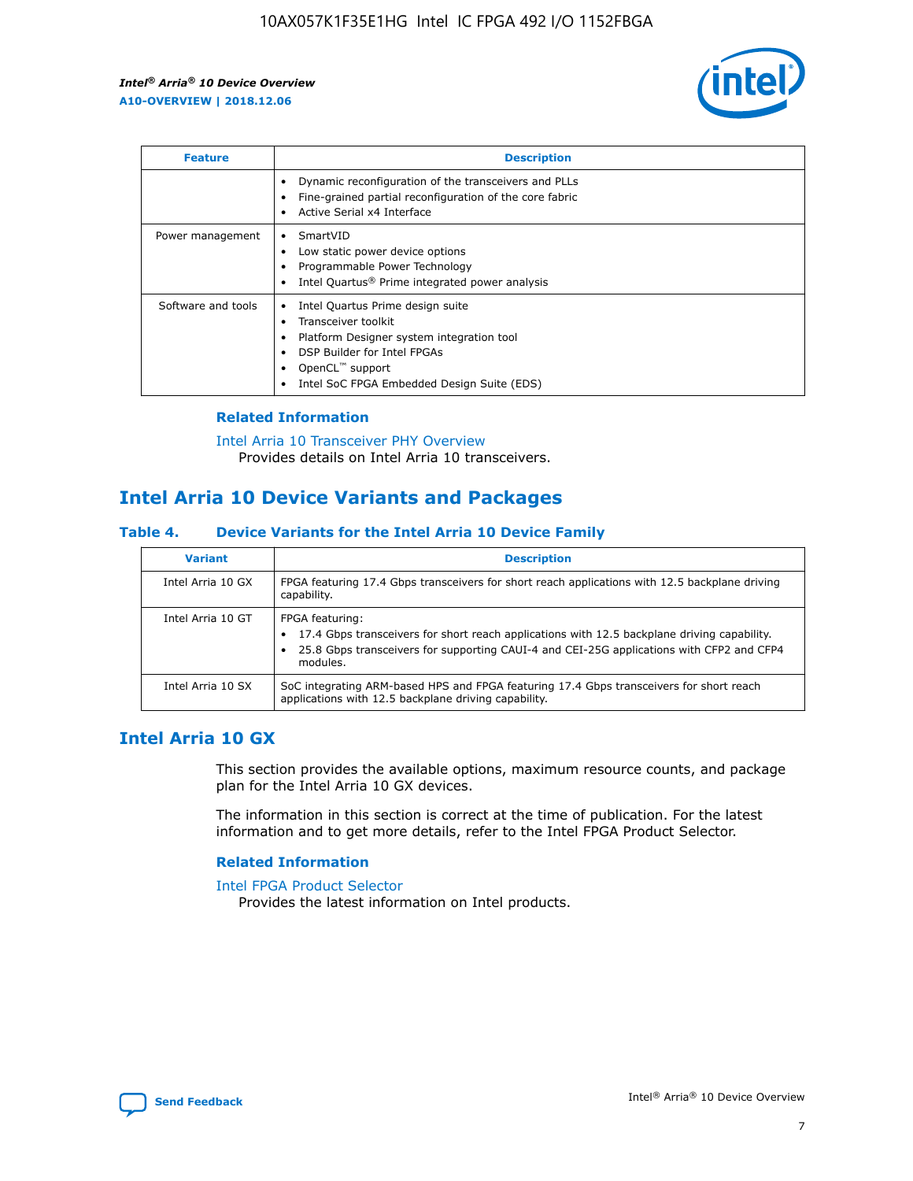| Feature | Description |
| --- | --- |
| | • Dynamic reconfiguration of the transceivers and PLLs<br>• Fine-grained partial reconfiguration of the core fabric<br>• Active Serial x4 Interface |
| Power management | • SmartVID<br>• Low static power device options<br>• Programmable Power Technology<br>• Intel Quartus® Prime integrated power analysis |
| Software and tools | • Intel Quartus Prime design suite<br>• Transceiver toolkit<br>• Platform Designer system integration tool<br>• DSP Builder for Intel FPGAs<br>• OpenCL™ support<br>• Intel SoC FPGA Embedded Design Suite (EDS) |

### Related Information

Intel Arria 10 Transceiver PHY Overview
Provides details on Intel Arria 10 transceivers.

## Intel Arria 10 Device Variants and Packages

#### Table 4. Device Variants for the Intel Arria 10 Device Family

| Variant | Description |
| --- | --- |
| Intel Arria 10 GX | FPGA featuring 17.4 Gbps transceivers for short reach applications with 12.5 backplane driving capability. |
| Intel Arria 10 GT | FPGA featuring:<br>• 17.4 Gbps transceivers for short reach applications with 12.5 backplane driving capability.<br>• 25.8 Gbps transceivers for supporting CAUI-4 and CEI-25G applications with CFP2 and CFP4 modules. |
| Intel Arria 10 SX | SoC integrating ARM-based HPS and FPGA featuring 17.4 Gbps transceivers for short reach applications with 12.5 backplane driving capability. |

## Intel Arria 10 GX

This section provides the available options, maximum resource counts, and package plan for the Intel Arria 10 GX devices.

The information in this section is correct at the time of publication. For the latest information and to get more details, refer to the Intel FPGA Product Selector.

### Related Information

Intel FPGA Product Selector
Provides the latest information on Intel products.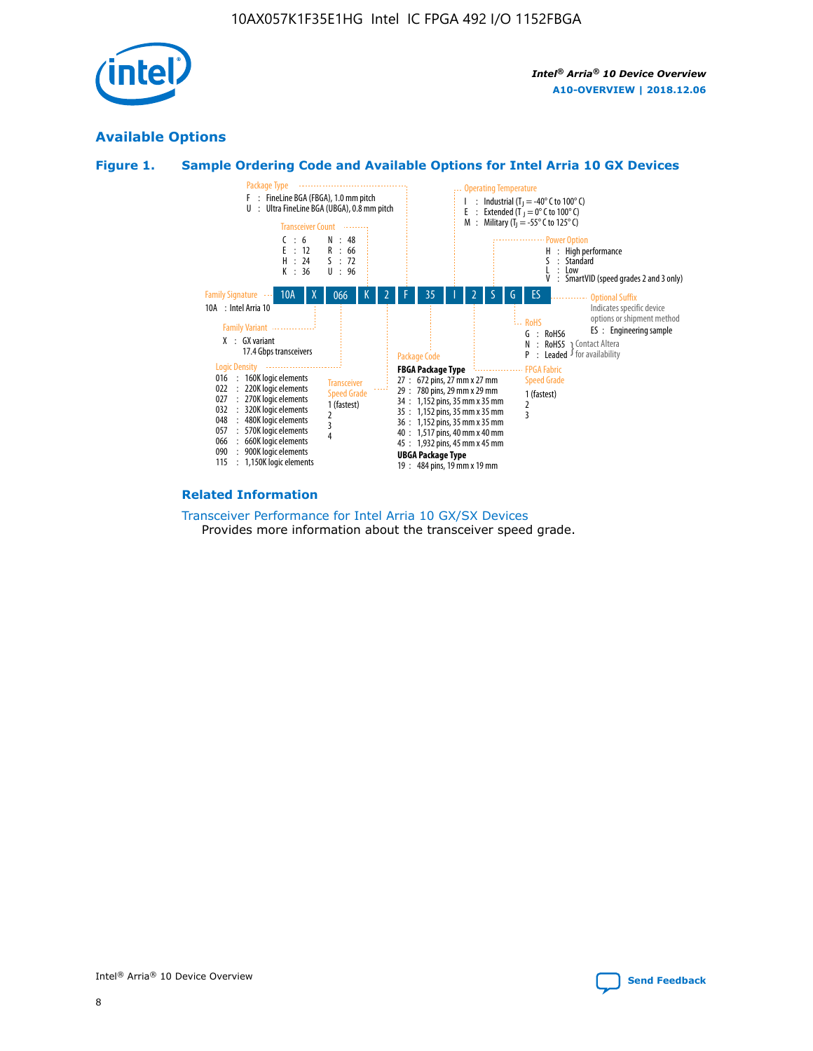## Available Options

### Figure 1. Sample Ordering Code and Available Options for Intel Arria 10 GX Devices

| 10A | X | 066 | K | 2 | F | 35 | I | 2 | S | G | ES |
|---|---|---|---|---|---|---|---|---|---|---|---|

**Family Signature**
- 10A : Intel Arria 10

**Family Variant**
- X : GX variant
  17.4 Gbps transceivers

**Logic Density**
- 016 : 160K logic elements
- 022 : 220K logic elements
- 027 : 270K logic elements
- 032 : 320K logic elements
- 048 : 480K logic elements
- 057 : 570K logic elements
- 066 : 660K logic elements
- 090 : 900K logic elements
- 115 : 1,150K logic elements

**Transceiver Count**
- C : 6
- E : 12
- H : 24
- K : 36
- N : 48
- R : 66
- S : 72
- U : 96

**Transceiver Speed Grade**
- 1 (fastest)
- 2
- 3
- 4

**Package Type**
- F : FineLine BGA (FBGA), 1.0 mm pitch
- U : Ultra FineLine BGA (UBGA), 0.8 mm pitch

**Package Code**

FBGA Package Type
- 27 : 672 pins, 27 mm x 27 mm
- 29 : 780 pins, 29 mm x 29 mm
- 34 : 1,152 pins, 35 mm x 35 mm
- 35 : 1,152 pins, 35 mm x 35 mm
- 36 : 1,152 pins, 35 mm x 35 mm
- 40 : 1,517 pins, 40 mm x 40 mm
- 45 : 1,932 pins, 45 mm x 45 mm

UBGA Package Type
- 19 : 484 pins, 19 mm x 19 mm

**Operating Temperature**
- I : Industrial ($T_J$ = -40° C to 100° C)
- E : Extended ($T_J$ = 0° C to 100° C)
- M : Military ($T_J$ = -55° C to 125° C)

**FPGA Fabric Speed Grade**
- 1 (fastest)
- 2
- 3

**Power Option**
- H : High performance
- S : Standard
- L : Low
- V : SmartVID (speed grades 2 and 3 only)

**RoHS**
- G : RoHS6
- N : RoHS5 } Contact Altera for availability
- P : Leaded } Contact Altera for availability

**Optional Suffix**

Indicates specific device options or shipment method
- ES : Engineering sample

### Related Information

Transceiver Performance for Intel Arria 10 GX/SX Devices
Provides more information about the transceiver speed grade.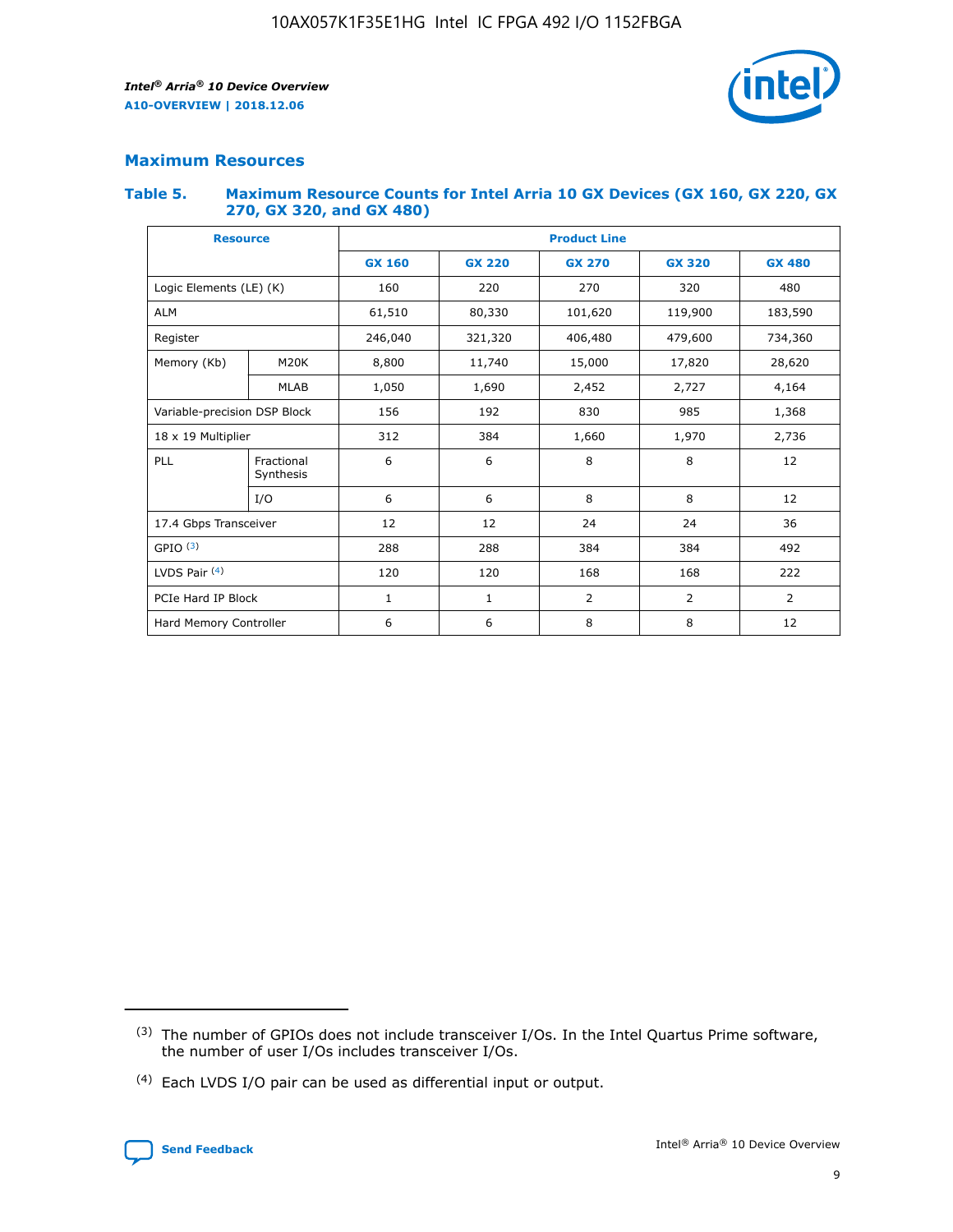## Maximum Resources

### Table 5. Maximum Resource Counts for Intel Arria 10 GX Devices (GX 160, GX 220, GX 270, GX 320, and GX 480)

| Resource | | Product Line | | | | |
|---|---|---|---|---|---|---|
| | | GX 160 | GX 220 | GX 270 | GX 320 | GX 480 |
| Logic Elements (LE) (K) | | 160 | 220 | 270 | 320 | 480 |
| ALM | | 61,510 | 80,330 | 101,620 | 119,900 | 183,590 |
| Register | | 246,040 | 321,320 | 406,480 | 479,600 | 734,360 |
| Memory (Kb) | M20K | 8,800 | 11,740 | 15,000 | 17,820 | 28,620 |
| | MLAB | 1,050 | 1,690 | 2,452 | 2,727 | 4,164 |
| Variable-precision DSP Block | | 156 | 192 | 830 | 985 | 1,368 |
| 18 x 19 Multiplier | | 312 | 384 | 1,660 | 1,970 | 2,736 |
| PLL | Fractional Synthesis | 6 | 6 | 8 | 8 | 12 |
| | I/O | 6 | 6 | 8 | 8 | 12 |
| 17.4 Gbps Transceiver | | 12 | 12 | 24 | 24 | 36 |
| GPIO [3] | | 288 | 288 | 384 | 384 | 492 |
| LVDS Pair [4] | | 120 | 120 | 168 | 168 | 222 |
| PCIe Hard IP Block | | 1 | 1 | 2 | 2 | 2 |
| Hard Memory Controller | | 6 | 6 | 8 | 8 | 12 |

(3) The number of GPIOs does not include transceiver I/Os. In the Intel Quartus Prime software, the number of user I/Os includes transceiver I/Os.

(4) Each LVDS I/O pair can be used as differential input or output.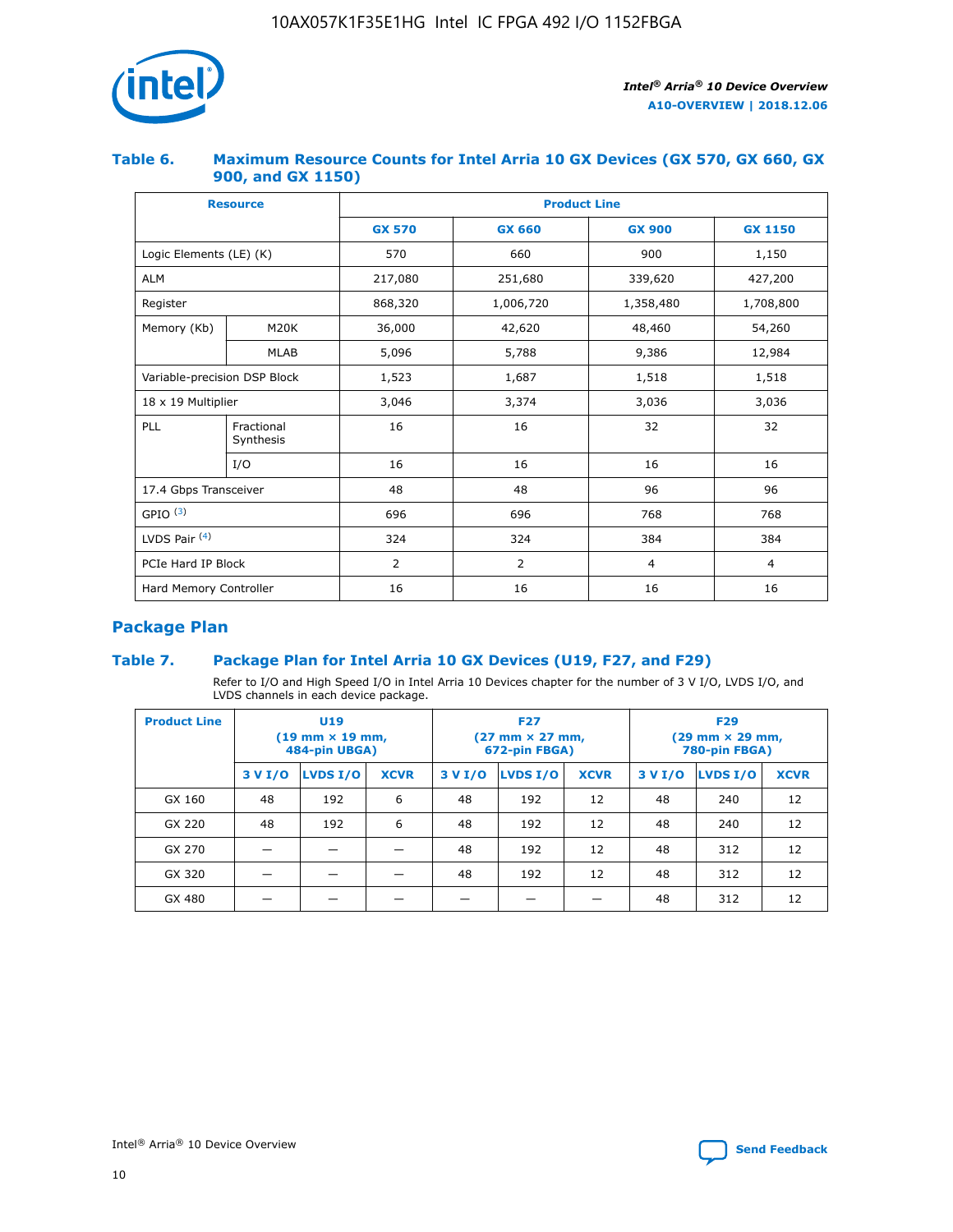### Table 6. Maximum Resource Counts for Intel Arria 10 GX Devices (GX 570, GX 660, GX 900, and GX 1150)

| Resource | | Product Line | | | |
|---|---|---|---|---|---|
| | | GX 570 | GX 660 | GX 900 | GX 1150 |
| Logic Elements (LE) (K) | | 570 | 660 | 900 | 1,150 |
| ALM | | 217,080 | 251,680 | 339,620 | 427,200 |
| Register | | 868,320 | 1,006,720 | 1,358,480 | 1,708,800 |
| Memory (Kb) | M20K | 36,000 | 42,620 | 48,460 | 54,260 |
| | MLAB | 5,096 | 5,788 | 9,386 | 12,984 |
| Variable-precision DSP Block | | 1,523 | 1,687 | 1,518 | 1,518 |
| 18 x 19 Multiplier | | 3,046 | 3,374 | 3,036 | 3,036 |
| PLL | Fractional Synthesis | 16 | 16 | 32 | 32 |
| | I/O | 16 | 16 | 16 | 16 |
| 17.4 Gbps Transceiver | | 48 | 48 | 96 | 96 |
| GPIO [(3)] | | 696 | 696 | 768 | 768 |
| LVDS Pair [(4)] | | 324 | 324 | 384 | 384 |
| PCIe Hard IP Block | | 2 | 2 | 4 | 4 |
| Hard Memory Controller | | 16 | 16 | 16 | 16 |

## Package Plan

### Table 7. Package Plan for Intel Arria 10 GX Devices (U19, F27, and F29)

Refer to I/O and High Speed I/O in Intel Arria 10 Devices chapter for the number of 3 V I/O, LVDS I/O, and LVDS channels in each device package.

| Product Line | U19 (19 mm × 19 mm, 484-pin UBGA) | | | F27 (27 mm × 27 mm, 672-pin FBGA) | | | F29 (29 mm × 29 mm, 780-pin FBGA) | | |
|---|---|---|---|---|---|---|---|---|---|
| | 3 V I/O | LVDS I/O | XCVR | 3 V I/O | LVDS I/O | XCVR | 3 V I/O | LVDS I/O | XCVR |
| GX 160 | 48 | 192 | 6 | 48 | 192 | 12 | 48 | 240 | 12 |
| GX 220 | 48 | 192 | 6 | 48 | 192 | 12 | 48 | 240 | 12 |
| GX 270 | — | — | — | 48 | 192 | 12 | 48 | 312 | 12 |
| GX 320 | — | — | — | 48 | 192 | 12 | 48 | 312 | 12 |
| GX 480 | — | — | — | — | — | — | 48 | 312 | 12 |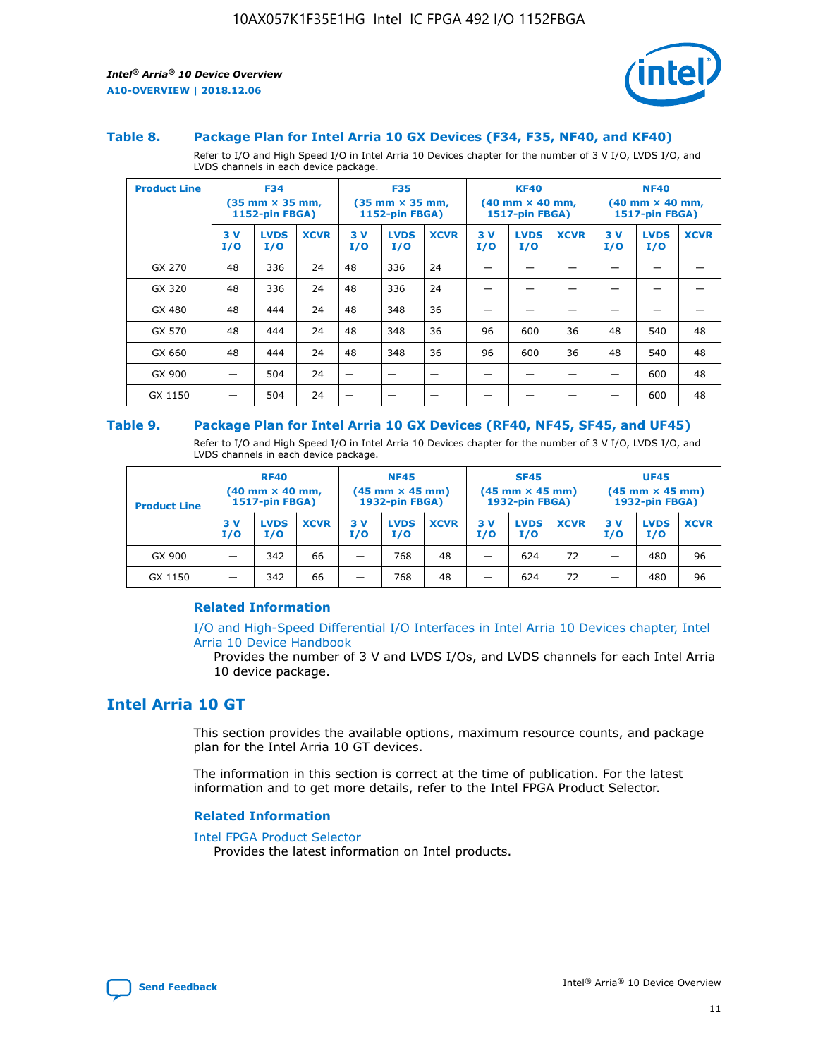### Table 8. Package Plan for Intel Arria 10 GX Devices (F34, F35, NF40, and KF40)

Refer to I/O and High Speed I/O in Intel Arria 10 Devices chapter for the number of 3 V I/O, LVDS I/O, and LVDS channels in each device package.

| Product Line | F34 (35 mm × 35 mm, 1152-pin FBGA) | | | F35 (35 mm × 35 mm, 1152-pin FBGA) | | | KF40 (40 mm × 40 mm, 1517-pin FBGA) | | | NF40 (40 mm × 40 mm, 1517-pin FBGA) | | |
|---|---|---|---|---|---|---|---|---|---|---|---|---|
| | 3 V I/O | LVDS I/O | XCVR | 3 V I/O | LVDS I/O | XCVR | 3 V I/O | LVDS I/O | XCVR | 3 V I/O | LVDS I/O | XCVR |
| GX 270 | 48 | 336 | 24 | 48 | 336 | 24 | — | — | — | — | — | — |
| GX 320 | 48 | 336 | 24 | 48 | 336 | 24 | — | — | — | — | — | — |
| GX 480 | 48 | 444 | 24 | 48 | 348 | 36 | — | — | — | — | — | — |
| GX 570 | 48 | 444 | 24 | 48 | 348 | 36 | 96 | 600 | 36 | 48 | 540 | 48 |
| GX 660 | 48 | 444 | 24 | 48 | 348 | 36 | 96 | 600 | 36 | 48 | 540 | 48 |
| GX 900 | — | 504 | 24 | — | — | — | — | — | — | — | 600 | 48 |
| GX 1150 | — | 504 | 24 | — | — | — | — | — | — | — | 600 | 48 |

### Table 9. Package Plan for Intel Arria 10 GX Devices (RF40, NF45, SF45, and UF45)

Refer to I/O and High Speed I/O in Intel Arria 10 Devices chapter for the number of 3 V I/O, LVDS I/O, and LVDS channels in each device package.

| Product Line | RF40 (40 mm × 40 mm, 1517-pin FBGA) | | | NF45 (45 mm × 45 mm) 1932-pin FBGA) | | | SF45 (45 mm × 45 mm) 1932-pin FBGA) | | | UF45 (45 mm × 45 mm) 1932-pin FBGA) | | |
|---|---|---|---|---|---|---|---|---|---|---|---|---|
| | 3 V I/O | LVDS I/O | XCVR | 3 V I/O | LVDS I/O | XCVR | 3 V I/O | LVDS I/O | XCVR | 3 V I/O | LVDS I/O | XCVR |
| GX 900 | — | 342 | 66 | — | 768 | 48 | — | 624 | 72 | — | 480 | 96 |
| GX 1150 | — | 342 | 66 | — | 768 | 48 | — | 624 | 72 | — | 480 | 96 |

#### Related Information

I/O and High-Speed Differential I/O Interfaces in Intel Arria 10 Devices chapter, Intel Arria 10 Device Handbook

Provides the number of 3 V and LVDS I/Os, and LVDS channels for each Intel Arria 10 device package.

## Intel Arria 10 GT

This section provides the available options, maximum resource counts, and package plan for the Intel Arria 10 GT devices.

The information in this section is correct at the time of publication. For the latest information and to get more details, refer to the Intel FPGA Product Selector.

#### Related Information

Intel FPGA Product Selector

Provides the latest information on Intel products.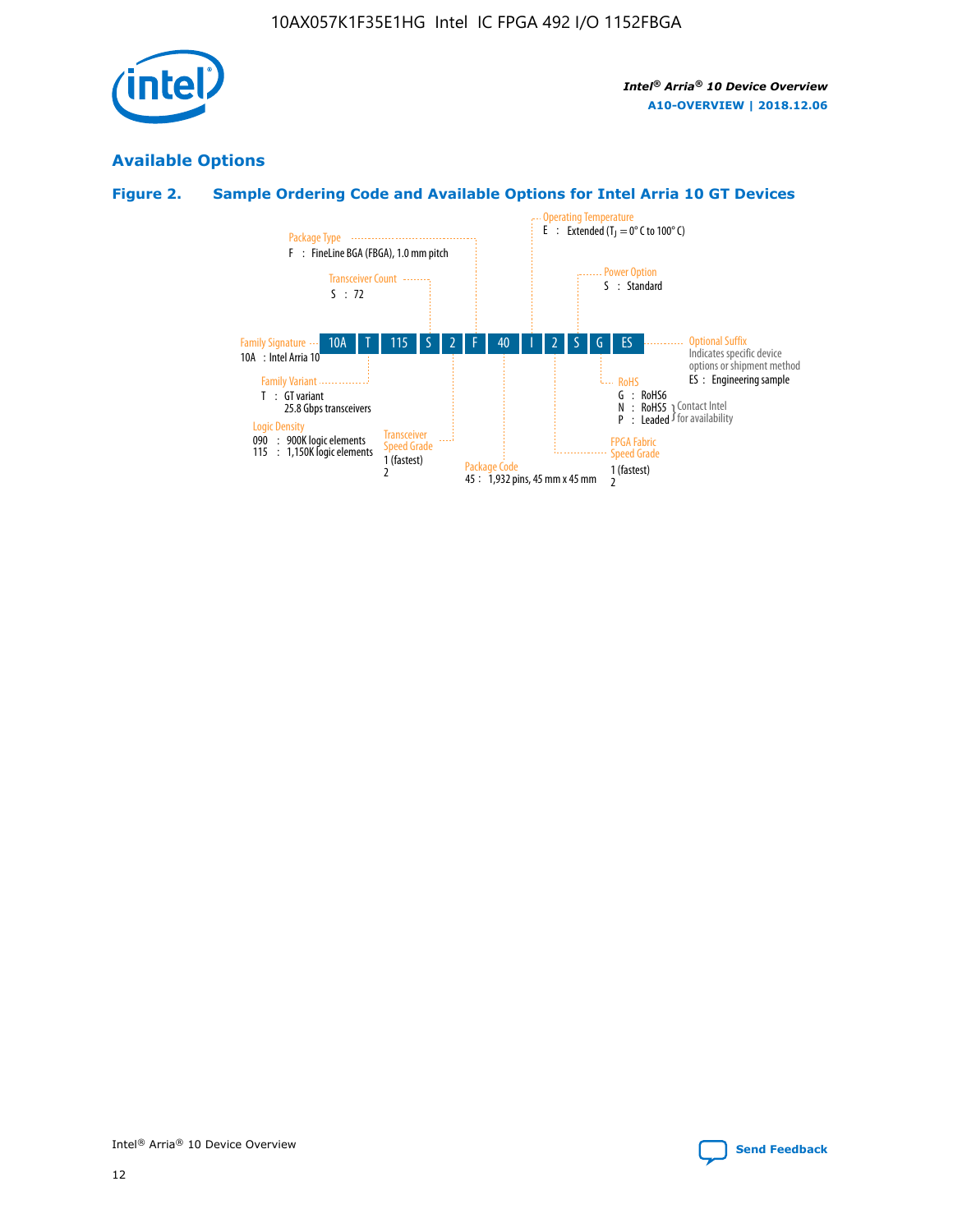## Available Options

### Figure 2. Sample Ordering Code and Available Options for Intel Arria 10 GT Devices

| 10A | T | 115 | S | 2 | F | 40 | I | 2 | S | G | ES |
|---|---|---|---|---|---|---|---|---|---|---|---|

**Family Signature**
10A : Intel Arria 10

**Family Variant**
T : GT variant
25.8 Gbps transceivers

**Logic Density**
090 : 900K logic elements
115 : 1,150K logic elements

**Transceiver Count**
S : 72

**Transceiver Speed Grade**
1 (fastest)
2

**Package Type**
F : FineLine BGA (FBGA), 1.0 mm pitch

**Package Code**
45 : 1,932 pins, 45 mm x 45 mm

**Operating Temperature**
E : Extended ($T_J$ = 0° C to 100° C)

**FPGA Fabric Speed Grade**
1 (fastest)
2

**Power Option**
S : Standard

**RoHS**
G : RoHS6
N : RoHS5 } Contact Intel for availability
P : Leaded } Contact Intel for availability

**Optional Suffix**
Indicates specific device options or shipment method
ES : Engineering sample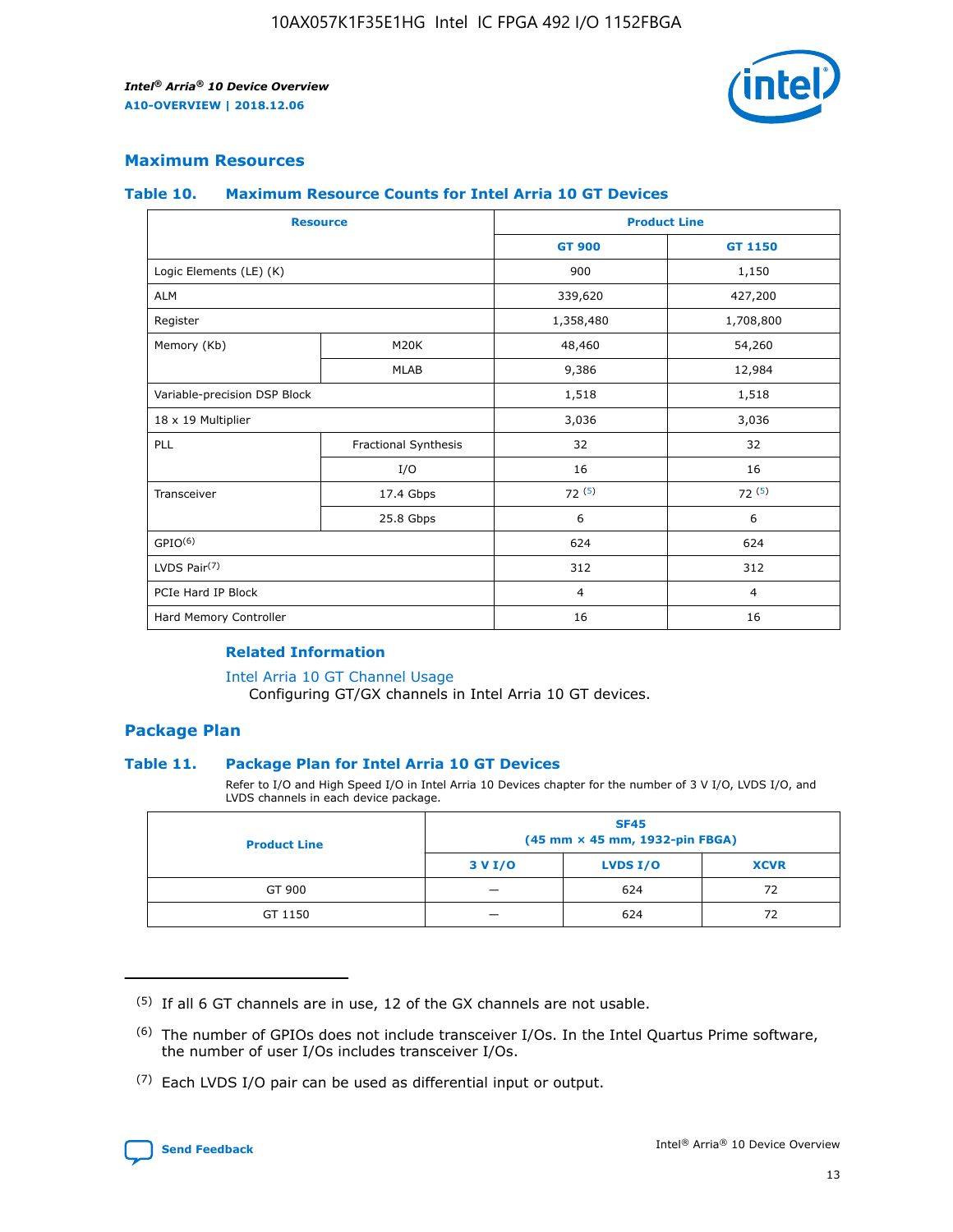## Maximum Resources

### Table 10. Maximum Resource Counts for Intel Arria 10 GT Devices

| Resource | | Product Line | |
|---|---|---|---|
| | | GT 900 | GT 1150 |
| Logic Elements (LE) (K) | | 900 | 1,150 |
| ALM | | 339,620 | 427,200 |
| Register | | 1,358,480 | 1,708,800 |
| Memory (Kb) | M20K | 48,460 | 54,260 |
| | MLAB | 9,386 | 12,984 |
| Variable-precision DSP Block | | 1,518 | 1,518 |
| 18 x 19 Multiplier | | 3,036 | 3,036 |
| PLL | Fractional Synthesis | 32 | 32 |
| | I/O | 16 | 16 |
| Transceiver | 17.4 Gbps | 72 (5) | 72 (5) |
| | 25.8 Gbps | 6 | 6 |
| GPIO(6) | | 624 | 624 |
| LVDS Pair(7) | | 312 | 312 |
| PCIe Hard IP Block | | 4 | 4 |
| Hard Memory Controller | | 16 | 16 |

#### Related Information

Intel Arria 10 GT Channel Usage
Configuring GT/GX channels in Intel Arria 10 GT devices.

## Package Plan

### Table 11. Package Plan for Intel Arria 10 GT Devices

Refer to I/O and High Speed I/O in Intel Arria 10 Devices chapter for the number of 3 V I/O, LVDS I/O, and LVDS channels in each device package.

| Product Line | SF45 (45 mm × 45 mm, 1932-pin FBGA) | | |
|---|---|---|---|
| | 3 V I/O | LVDS I/O | XCVR |
| GT 900 | — | 624 | 72 |
| GT 1150 | — | 624 | 72 |

(5) If all 6 GT channels are in use, 12 of the GX channels are not usable.

(6) The number of GPIOs does not include transceiver I/Os. In the Intel Quartus Prime software, the number of user I/Os includes transceiver I/Os.

(7) Each LVDS I/O pair can be used as differential input or output.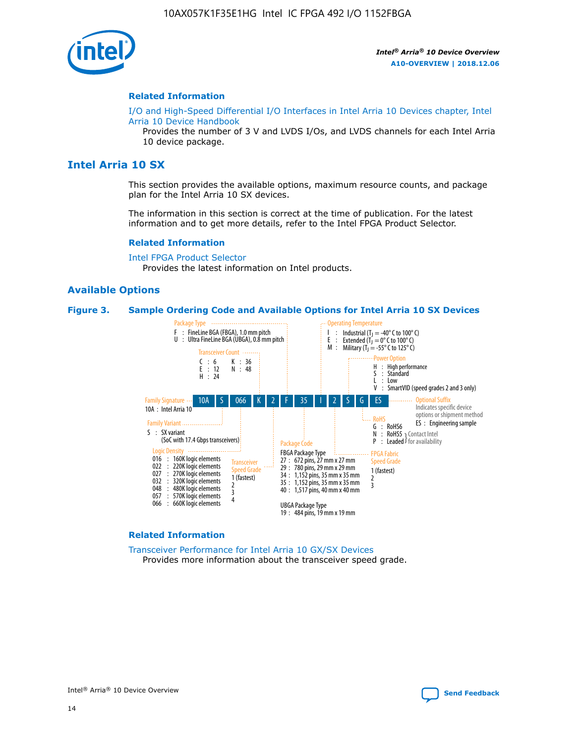## Related Information

I/O and High-Speed Differential I/O Interfaces in Intel Arria 10 Devices chapter, Intel Arria 10 Device Handbook

Provides the number of 3 V and LVDS I/Os, and LVDS channels for each Intel Arria 10 device package.

# Intel Arria 10 SX

This section provides the available options, maximum resource counts, and package plan for the Intel Arria 10 SX devices.

The information in this section is correct at the time of publication. For the latest information and to get more details, refer to the Intel FPGA Product Selector.

## Related Information

Intel FPGA Product Selector

Provides the latest information on Intel products.

## Available Options

**Figure 3. Sample Ordering Code and Available Options for Intel Arria 10 SX Devices**

Sample ordering code: 10A S 066 K 2 F 35 I 2 S G ES

- **Family Signature**
  - 10A : Intel Arria 10
- **Family Variant**
  - S : SX variant (SoC with 17.4 Gbps transceivers)
- **Logic Density**
  - 016 : 160K logic elements
  - 022 : 220K logic elements
  - 027 : 270K logic elements
  - 032 : 320K logic elements
  - 048 : 480K logic elements
  - 057 : 570K logic elements
  - 066 : 660K logic elements
- **Transceiver Count**
  - C : 6
  - E : 12
  - H : 24
  - K : 36
  - N : 48
- **Transceiver Speed Grade**
  - 1 (fastest)
  - 2
  - 3
  - 4
- **Package Type**
  - F : FineLine BGA (FBGA), 1.0 mm pitch
  - U : Ultra FineLine BGA (UBGA), 0.8 mm pitch
- **Package Code**
  - FBGA Package Type
    - 27 : 672 pins, 27 mm x 27 mm
    - 29 : 780 pins, 29 mm x 29 mm
    - 34 : 1,152 pins, 35 mm x 35 mm
    - 35 : 1,152 pins, 35 mm x 35 mm
    - 40 : 1,517 pins, 40 mm x 40 mm
  - UBGA Package Type
    - 19 : 484 pins, 19 mm x 19 mm
- **Operating Temperature**
  - I : Industrial ($T_J$ = -40° C to 100° C)
  - E : Extended ($T_J$ = 0° C to 100° C)
  - M : Military ($T_J$ = -55° C to 125° C)
- **FPGA Fabric Speed Grade**
  - 1 (fastest)
  - 2
  - 3
- **Power Option**
  - H : High performance
  - S : Standard
  - L : Low
  - V : SmartVID (speed grades 2 and 3 only)
- **RoHS**
  - G : RoHS6
  - N : RoHS5 (Contact Intel for availability)
  - P : Leaded (Contact Intel for availability)
- **Optional Suffix**
  - Indicates specific device options or shipment method
  - ES : Engineering sample

## Related Information

Transceiver Performance for Intel Arria 10 GX/SX Devices

Provides more information about the transceiver speed grade.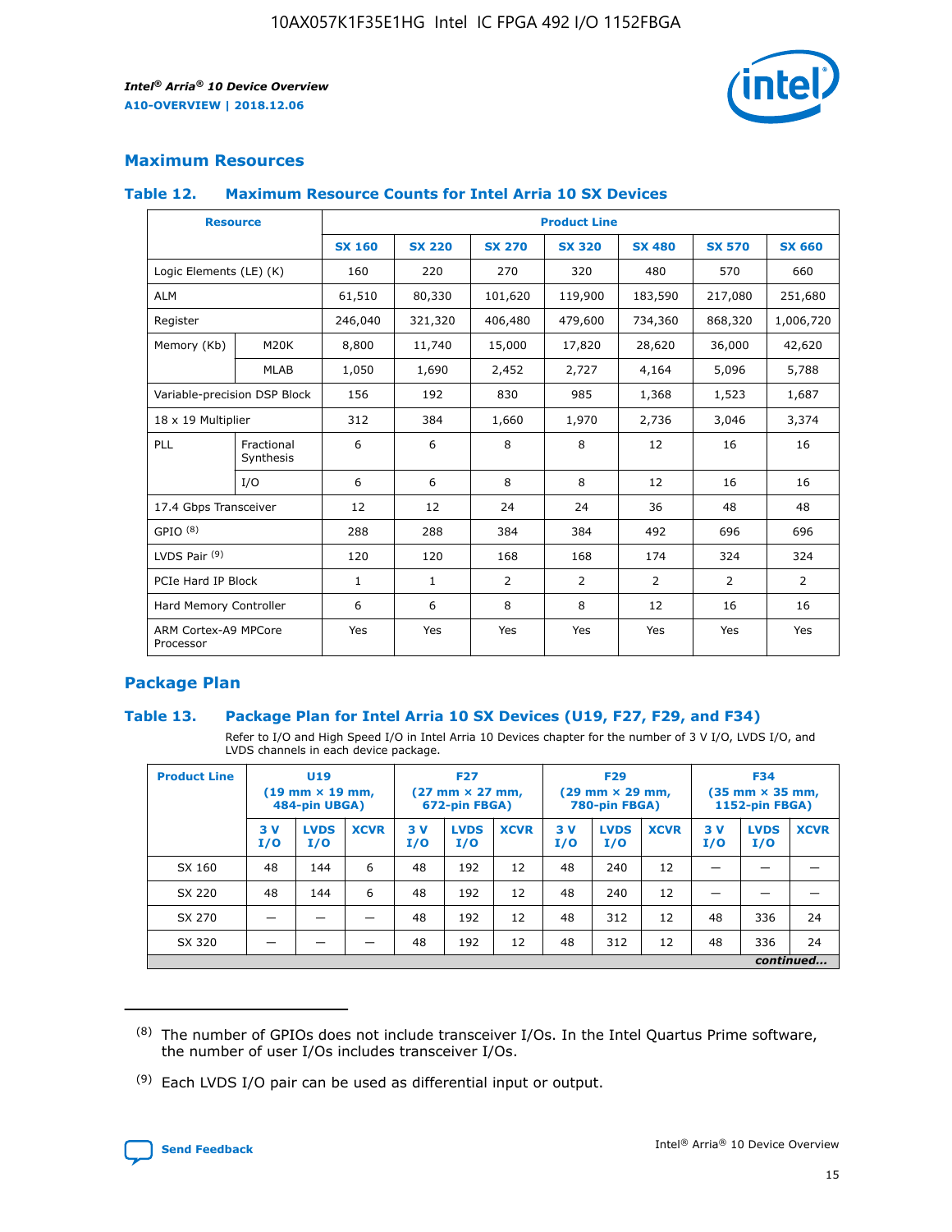## Maximum Resources

### Table 12. Maximum Resource Counts for Intel Arria 10 SX Devices

| Resource | | Product Line | | | | | | |
|---|---|---|---|---|---|---|---|---|
| | | SX 160 | SX 220 | SX 270 | SX 320 | SX 480 | SX 570 | SX 660 |
| Logic Elements (LE) (K) | | 160 | 220 | 270 | 320 | 480 | 570 | 660 |
| ALM | | 61,510 | 80,330 | 101,620 | 119,900 | 183,590 | 217,080 | 251,680 |
| Register | | 246,040 | 321,320 | 406,480 | 479,600 | 734,360 | 868,320 | 1,006,720 |
| Memory (Kb) | M20K | 8,800 | 11,740 | 15,000 | 17,820 | 28,620 | 36,000 | 42,620 |
| | MLAB | 1,050 | 1,690 | 2,452 | 2,727 | 4,164 | 5,096 | 5,788 |
| Variable-precision DSP Block | | 156 | 192 | 830 | 985 | 1,368 | 1,523 | 1,687 |
| 18 x 19 Multiplier | | 312 | 384 | 1,660 | 1,970 | 2,736 | 3,046 | 3,374 |
| PLL | Fractional Synthesis | 6 | 6 | 8 | 8 | 12 | 16 | 16 |
| | I/O | 6 | 6 | 8 | 8 | 12 | 16 | 16 |
| 17.4 Gbps Transceiver | | 12 | 12 | 24 | 24 | 36 | 48 | 48 |
| GPIO [8] | | 288 | 288 | 384 | 384 | 492 | 696 | 696 |
| LVDS Pair [9] | | 120 | 120 | 168 | 168 | 174 | 324 | 324 |
| PCIe Hard IP Block | | 1 | 1 | 2 | 2 | 2 | 2 | 2 |
| Hard Memory Controller | | 6 | 6 | 8 | 8 | 12 | 16 | 16 |
| ARM Cortex-A9 MPCore Processor | | Yes | Yes | Yes | Yes | Yes | Yes | Yes |

## Package Plan

### Table 13. Package Plan for Intel Arria 10 SX Devices (U19, F27, F29, and F34)

Refer to I/O and High Speed I/O in Intel Arria 10 Devices chapter for the number of 3 V I/O, LVDS I/O, and LVDS channels in each device package.

| Product Line | U19 (19 mm × 19 mm, 484-pin UBGA) | | | F27 (27 mm × 27 mm, 672-pin FBGA) | | | F29 (29 mm × 29 mm, 780-pin FBGA) | | | F34 (35 mm × 35 mm, 1152-pin FBGA) | | |
|---|---|---|---|---|---|---|---|---|---|---|---|---|
| | 3 V I/O | LVDS I/O | XCVR | 3 V I/O | LVDS I/O | XCVR | 3 V I/O | LVDS I/O | XCVR | 3 V I/O | LVDS I/O | XCVR |
| SX 160 | 48 | 144 | 6 | 48 | 192 | 12 | 48 | 240 | 12 | — | — | — |
| SX 220 | 48 | 144 | 6 | 48 | 192 | 12 | 48 | 240 | 12 | — | — | — |
| SX 270 | — | — | — | 48 | 192 | 12 | 48 | 312 | 12 | 48 | 336 | 24 |
| SX 320 | — | — | — | 48 | 192 | 12 | 48 | 312 | 12 | 48 | 336 | 24 |

*continued...*

(8) The number of GPIOs does not include transceiver I/Os. In the Intel Quartus Prime software, the number of user I/Os includes transceiver I/Os.

(9) Each LVDS I/O pair can be used as differential input or output.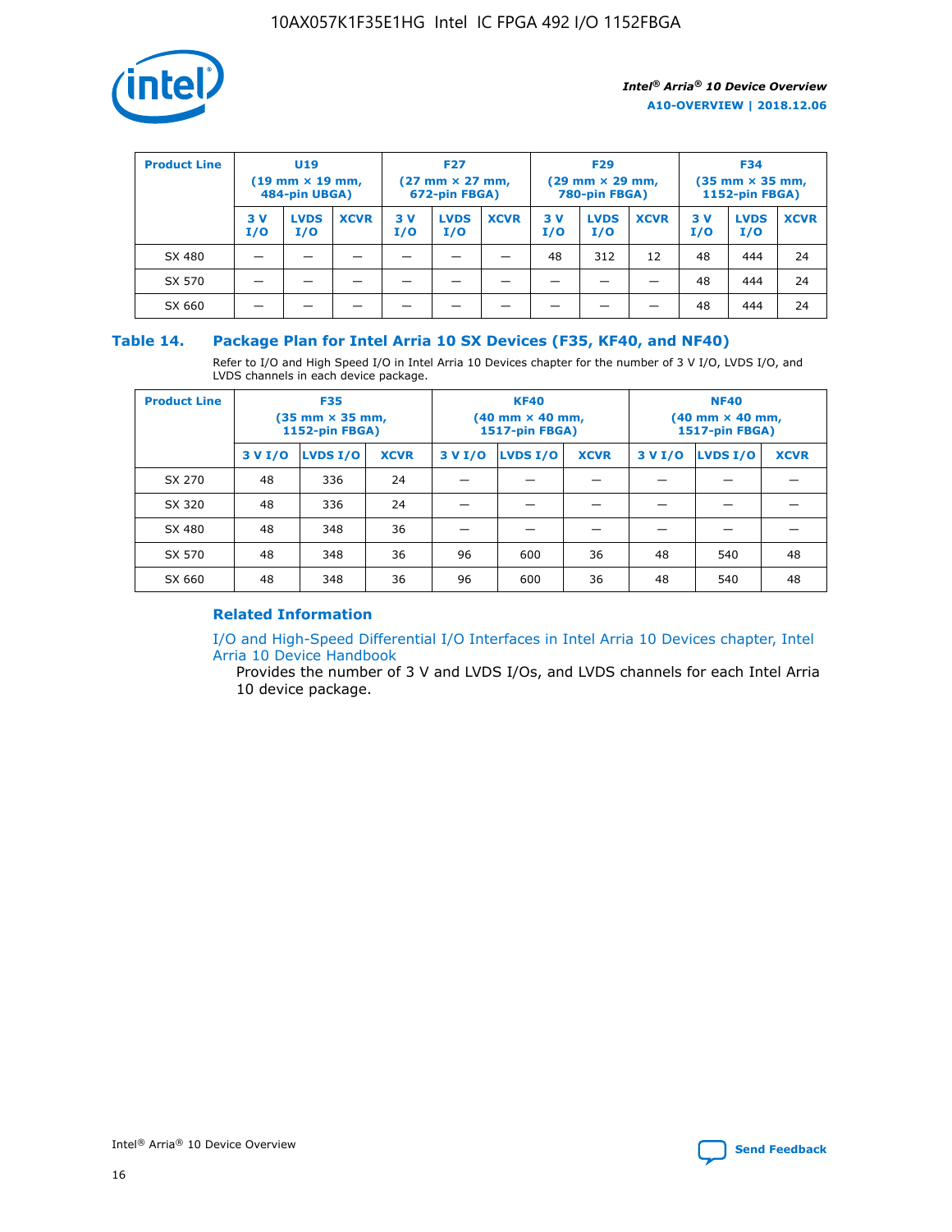| Product Line | U19 (19 mm × 19 mm, 484-pin UBGA) | | | F27 (27 mm × 27 mm, 672-pin FBGA) | | | F29 (29 mm × 29 mm, 780-pin FBGA) | | | F34 (35 mm × 35 mm, 1152-pin FBGA) | | |
|---|---|---|---|---|---|---|---|---|---|---|---|---|
| | 3 V I/O | LVDS I/O | XCVR | 3 V I/O | LVDS I/O | XCVR | 3 V I/O | LVDS I/O | XCVR | 3 V I/O | LVDS I/O | XCVR |
| SX 480 | — | — | — | — | — | — | 48 | 312 | 12 | 48 | 444 | 24 |
| SX 570 | — | — | — | — | — | — | — | — | — | 48 | 444 | 24 |
| SX 660 | — | — | — | — | — | — | — | — | — | 48 | 444 | 24 |

## Table 14. Package Plan for Intel Arria 10 SX Devices (F35, KF40, and NF40)

Refer to I/O and High Speed I/O in Intel Arria 10 Devices chapter for the number of 3 V I/O, LVDS I/O, and LVDS channels in each device package.

| Product Line | F35 (35 mm × 35 mm, 1152-pin FBGA) | | | KF40 (40 mm × 40 mm, 1517-pin FBGA) | | | NF40 (40 mm × 40 mm, 1517-pin FBGA) | | |
|---|---|---|---|---|---|---|---|---|---|
| | 3 V I/O | LVDS I/O | XCVR | 3 V I/O | LVDS I/O | XCVR | 3 V I/O | LVDS I/O | XCVR |
| SX 270 | 48 | 336 | 24 | — | — | — | — | — | — |
| SX 320 | 48 | 336 | 24 | — | — | — | — | — | — |
| SX 480 | 48 | 348 | 36 | — | — | — | — | — | — |
| SX 570 | 48 | 348 | 36 | 96 | 600 | 36 | 48 | 540 | 48 |
| SX 660 | 48 | 348 | 36 | 96 | 600 | 36 | 48 | 540 | 48 |

### Related Information

I/O and High-Speed Differential I/O Interfaces in Intel Arria 10 Devices chapter, Intel Arria 10 Device Handbook

Provides the number of 3 V and LVDS I/Os, and LVDS channels for each Intel Arria 10 device package.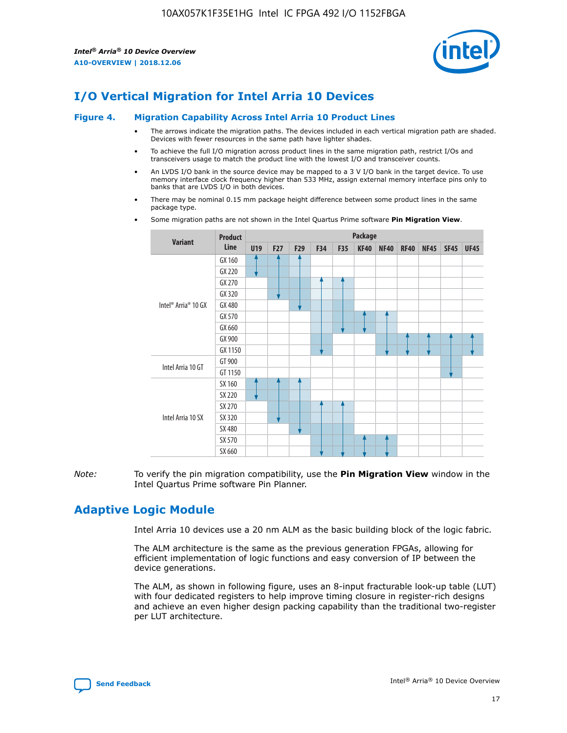# I/O Vertical Migration for Intel Arria 10 Devices

**Figure 4. Migration Capability Across Intel Arria 10 Product Lines**

- The arrows indicate the migration paths. The devices included in each vertical migration path are shaded. Devices with fewer resources in the same path have lighter shades.
- To achieve the full I/O migration across product lines in the same migration path, restrict I/Os and transceivers usage to match the product line with the lowest I/O and transceiver counts.
- An LVDS I/O bank in the source device may be mapped to a 3 V I/O bank in the target device. To use memory interface clock frequency higher than 533 MHz, assign external memory interface pins only to banks that are LVDS I/O in both devices.
- There may be nominal 0.15 mm package height difference between some product lines in the same package type.
- Some migration paths are not shown in the Intel Quartus Prime software **Pin Migration View**.

| Variant | Product Line | Package | | | | | | | | | | |
|---|---|---|---|---|---|---|---|---|---|---|---|---|
| | | U19 | F27 | F29 | F34 | F35 | KF40 | NF40 | RF40 | NF45 | SF45 | UF45 |
| Intel® Arria® 10 GX | GX 160 | | | | | | | | | | | |
| | GX 220 | | | | | | | | | | | |
| | GX 270 | | | | | | | | | | | |
| | GX 320 | | | | | | | | | | | |
| | GX 480 | | | | | | | | | | | |
| | GX 570 | | | | | | | | | | | |
| | GX 660 | | | | | | | | | | | |
| | GX 900 | | | | | | | | | | | |
| | GX 1150 | | | | | | | | | | | |
| Intel Arria 10 GT | GT 900 | | | | | | | | | | | |
| | GT 1150 | | | | | | | | | | | |
| Intel Arria 10 SX | SX 160 | | | | | | | | | | | |
| | SX 220 | | | | | | | | | | | |
| | SX 270 | | | | | | | | | | | |
| | SX 320 | | | | | | | | | | | |
| | SX 480 | | | | | | | | | | | |
| | SX 570 | | | | | | | | | | | |
| | SX 660 | | | | | | | | | | | |

*Note:* To verify the pin migration compatibility, use the **Pin Migration View** window in the Intel Quartus Prime software Pin Planner.

# Adaptive Logic Module

Intel Arria 10 devices use a 20 nm ALM as the basic building block of the logic fabric.

The ALM architecture is the same as the previous generation FPGAs, allowing for efficient implementation of logic functions and easy conversion of IP between the device generations.

The ALM, as shown in following figure, uses an 8-input fracturable look-up table (LUT) with four dedicated registers to help improve timing closure in register-rich designs and achieve an even higher design packing capability than the traditional two-register per LUT architecture.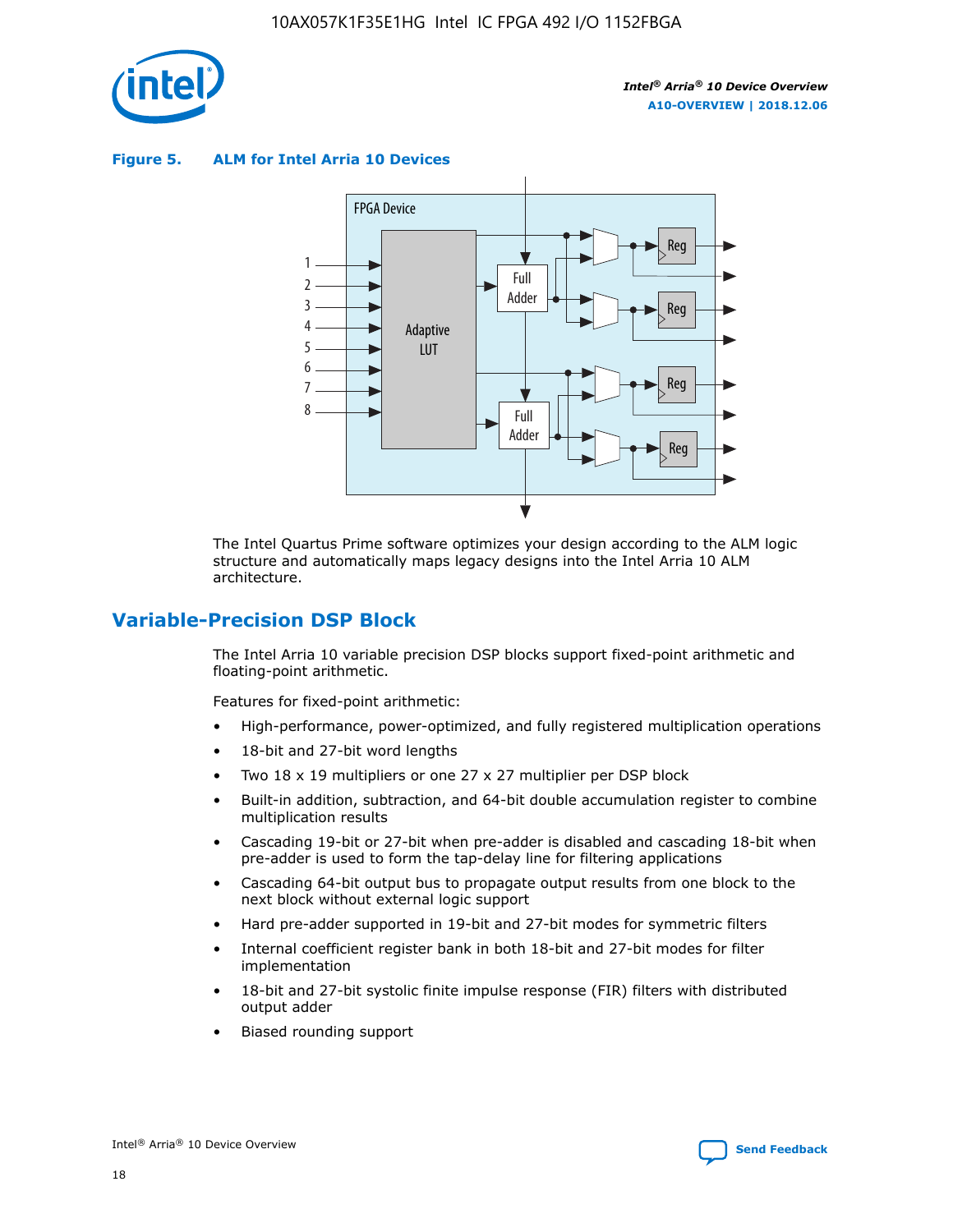**Figure 5. ALM for Intel Arria 10 Devices**

FPGA Device

1
2
3
4
5
6
7
8

Adaptive LUT

Full Adder

Full Adder

Reg

Reg

Reg

Reg

The Intel Quartus Prime software optimizes your design according to the ALM logic structure and automatically maps legacy designs into the Intel Arria 10 ALM architecture.

## Variable-Precision DSP Block

The Intel Arria 10 variable precision DSP blocks support fixed-point arithmetic and floating-point arithmetic.

Features for fixed-point arithmetic:

- High-performance, power-optimized, and fully registered multiplication operations
- 18-bit and 27-bit word lengths
- Two 18 x 19 multipliers or one 27 x 27 multiplier per DSP block
- Built-in addition, subtraction, and 64-bit double accumulation register to combine multiplication results
- Cascading 19-bit or 27-bit when pre-adder is disabled and cascading 18-bit when pre-adder is used to form the tap-delay line for filtering applications
- Cascading 64-bit output bus to propagate output results from one block to the next block without external logic support
- Hard pre-adder supported in 19-bit and 27-bit modes for symmetric filters
- Internal coefficient register bank in both 18-bit and 27-bit modes for filter implementation
- 18-bit and 27-bit systolic finite impulse response (FIR) filters with distributed output adder
- Biased rounding support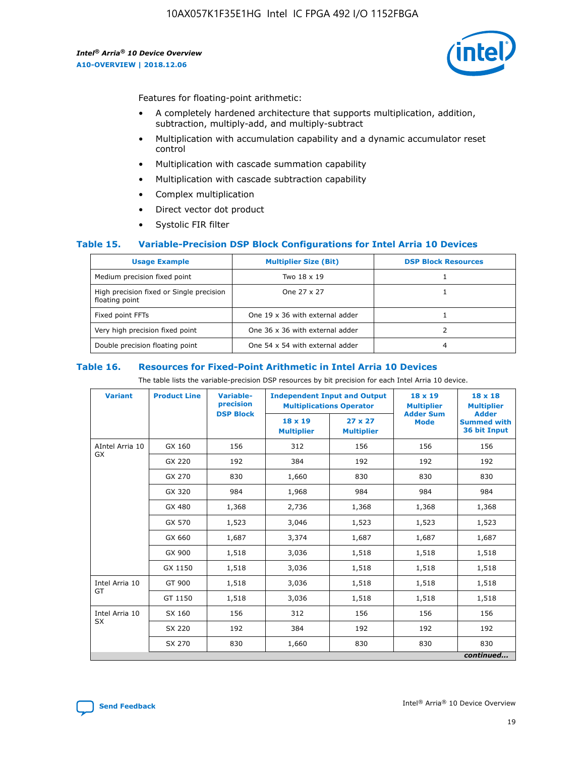Features for floating-point arithmetic:

- A completely hardened architecture that supports multiplication, addition, subtraction, multiply-add, and multiply-subtract
- Multiplication with accumulation capability and a dynamic accumulator reset control
- Multiplication with cascade summation capability
- Multiplication with cascade subtraction capability
- Complex multiplication
- Direct vector dot product
- Systolic FIR filter

### Table 15. Variable-Precision DSP Block Configurations for Intel Arria 10 Devices

| Usage Example | Multiplier Size (Bit) | DSP Block Resources |
|---|---|---|
| Medium precision fixed point | Two 18 x 19 | 1 |
| High precision fixed or Single precision floating point | One 27 x 27 | 1 |
| Fixed point FFTs | One 19 x 36 with external adder | 1 |
| Very high precision fixed point | One 36 x 36 with external adder | 2 |
| Double precision floating point | One 54 x 54 with external adder | 4 |

### Table 16. Resources for Fixed-Point Arithmetic in Intel Arria 10 Devices

The table lists the variable-precision DSP resources by bit precision for each Intel Arria 10 device.

| Variant | Product Line | Variable-precision DSP Block | Independent Input and Output Multiplications Operator | | 18 x 19 Multiplier Adder Sum Mode | 18 x 18 Multiplier Adder Summed with 36 bit Input |
|---|---|---|---|---|---|---|
| | | | 18 x 19 Multiplier | 27 x 27 Multiplier | | |
| AIntel Arria 10 GX | GX 160 | 156 | 312 | 156 | 156 | 156 |
| | GX 220 | 192 | 384 | 192 | 192 | 192 |
| | GX 270 | 830 | 1,660 | 830 | 830 | 830 |
| | GX 320 | 984 | 1,968 | 984 | 984 | 984 |
| | GX 480 | 1,368 | 2,736 | 1,368 | 1,368 | 1,368 |
| | GX 570 | 1,523 | 3,046 | 1,523 | 1,523 | 1,523 |
| | GX 660 | 1,687 | 3,374 | 1,687 | 1,687 | 1,687 |
| | GX 900 | 1,518 | 3,036 | 1,518 | 1,518 | 1,518 |
| | GX 1150 | 1,518 | 3,036 | 1,518 | 1,518 | 1,518 |
| Intel Arria 10 GT | GT 900 | 1,518 | 3,036 | 1,518 | 1,518 | 1,518 |
| | GT 1150 | 1,518 | 3,036 | 1,518 | 1,518 | 1,518 |
| Intel Arria 10 SX | SX 160 | 156 | 312 | 156 | 156 | 156 |
| | SX 220 | 192 | 384 | 192 | 192 | 192 |
| | SX 270 | 830 | 1,660 | 830 | 830 | 830 |

*continued...*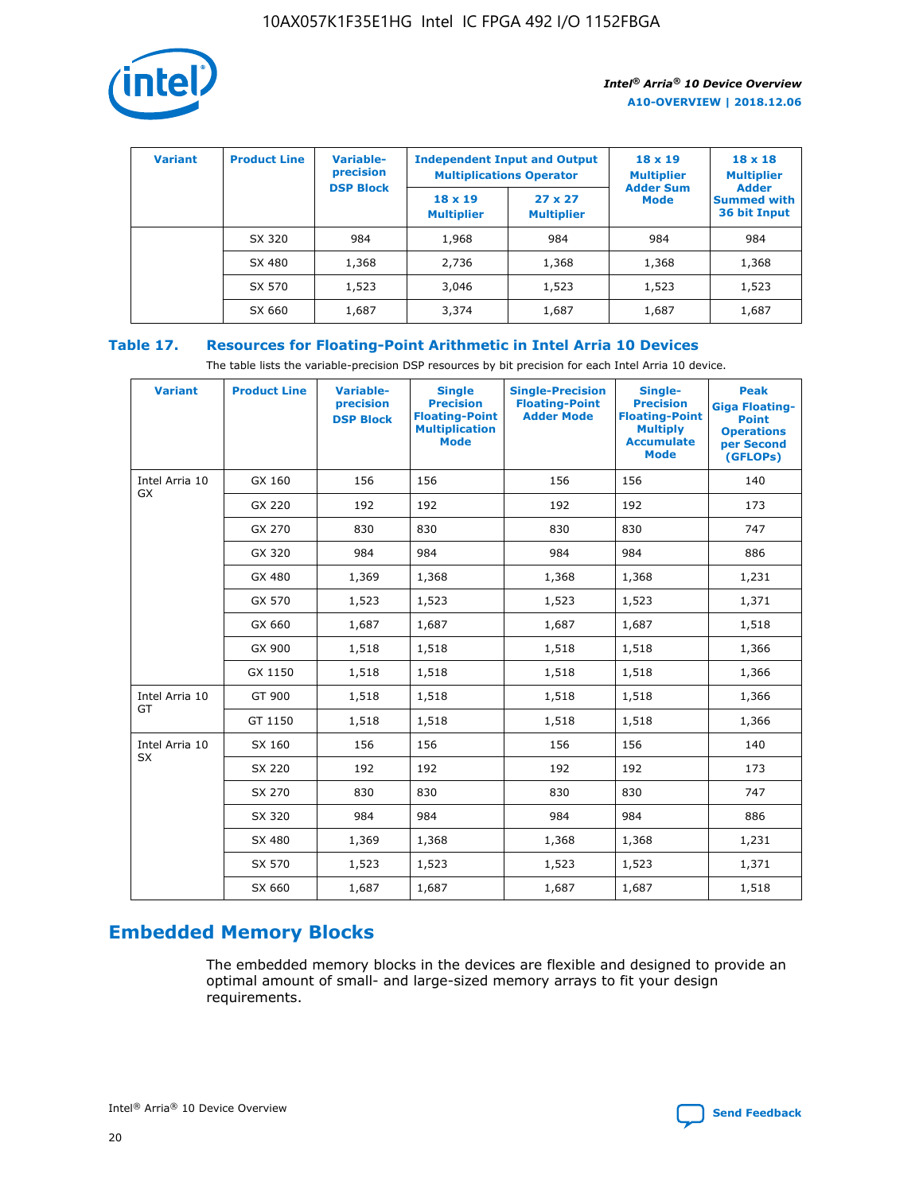| Variant | Product Line | Variable-precision DSP Block | Independent Input and Output Multiplications Operator | | 18 x 19 Multiplier Adder Sum Mode | 18 x 18 Multiplier Adder Summed with 36 bit Input |
|---|---|---|---|---|---|---|
| | | | 18 x 19 Multiplier | 27 x 27 Multiplier | | |
| | SX 320 | 984 | 1,968 | 984 | 984 | 984 |
| | SX 480 | 1,368 | 2,736 | 1,368 | 1,368 | 1,368 |
| | SX 570 | 1,523 | 3,046 | 1,523 | 1,523 | 1,523 |
| | SX 660 | 1,687 | 3,374 | 1,687 | 1,687 | 1,687 |

**Table 17. Resources for Floating-Point Arithmetic in Intel Arria 10 Devices**

The table lists the variable-precision DSP resources by bit precision for each Intel Arria 10 device.

| Variant | Product Line | Variable-precision DSP Block | Single Precision Floating-Point Multiplication Mode | Single-Precision Floating-Point Adder Mode | Single-Precision Floating-Point Multiply Accumulate Mode | Peak Giga Floating-Point Operations per Second (GFLOPs) |
|---|---|---|---|---|---|---|
| Intel Arria 10 GX | GX 160 | 156 | 156 | 156 | 156 | 140 |
| | GX 220 | 192 | 192 | 192 | 192 | 173 |
| | GX 270 | 830 | 830 | 830 | 830 | 747 |
| | GX 320 | 984 | 984 | 984 | 984 | 886 |
| | GX 480 | 1,369 | 1,368 | 1,368 | 1,368 | 1,231 |
| | GX 570 | 1,523 | 1,523 | 1,523 | 1,523 | 1,371 |
| | GX 660 | 1,687 | 1,687 | 1,687 | 1,687 | 1,518 |
| | GX 900 | 1,518 | 1,518 | 1,518 | 1,518 | 1,366 |
| | GX 1150 | 1,518 | 1,518 | 1,518 | 1,518 | 1,366 |
| Intel Arria 10 GT | GT 900 | 1,518 | 1,518 | 1,518 | 1,518 | 1,366 |
| | GT 1150 | 1,518 | 1,518 | 1,518 | 1,518 | 1,366 |
| Intel Arria 10 SX | SX 160 | 156 | 156 | 156 | 156 | 140 |
| | SX 220 | 192 | 192 | 192 | 192 | 173 |
| | SX 270 | 830 | 830 | 830 | 830 | 747 |
| | SX 320 | 984 | 984 | 984 | 984 | 886 |
| | SX 480 | 1,369 | 1,368 | 1,368 | 1,368 | 1,231 |
| | SX 570 | 1,523 | 1,523 | 1,523 | 1,523 | 1,371 |
| | SX 660 | 1,687 | 1,687 | 1,687 | 1,687 | 1,518 |

## Embedded Memory Blocks

The embedded memory blocks in the devices are flexible and designed to provide an optimal amount of small- and large-sized memory arrays to fit your design requirements.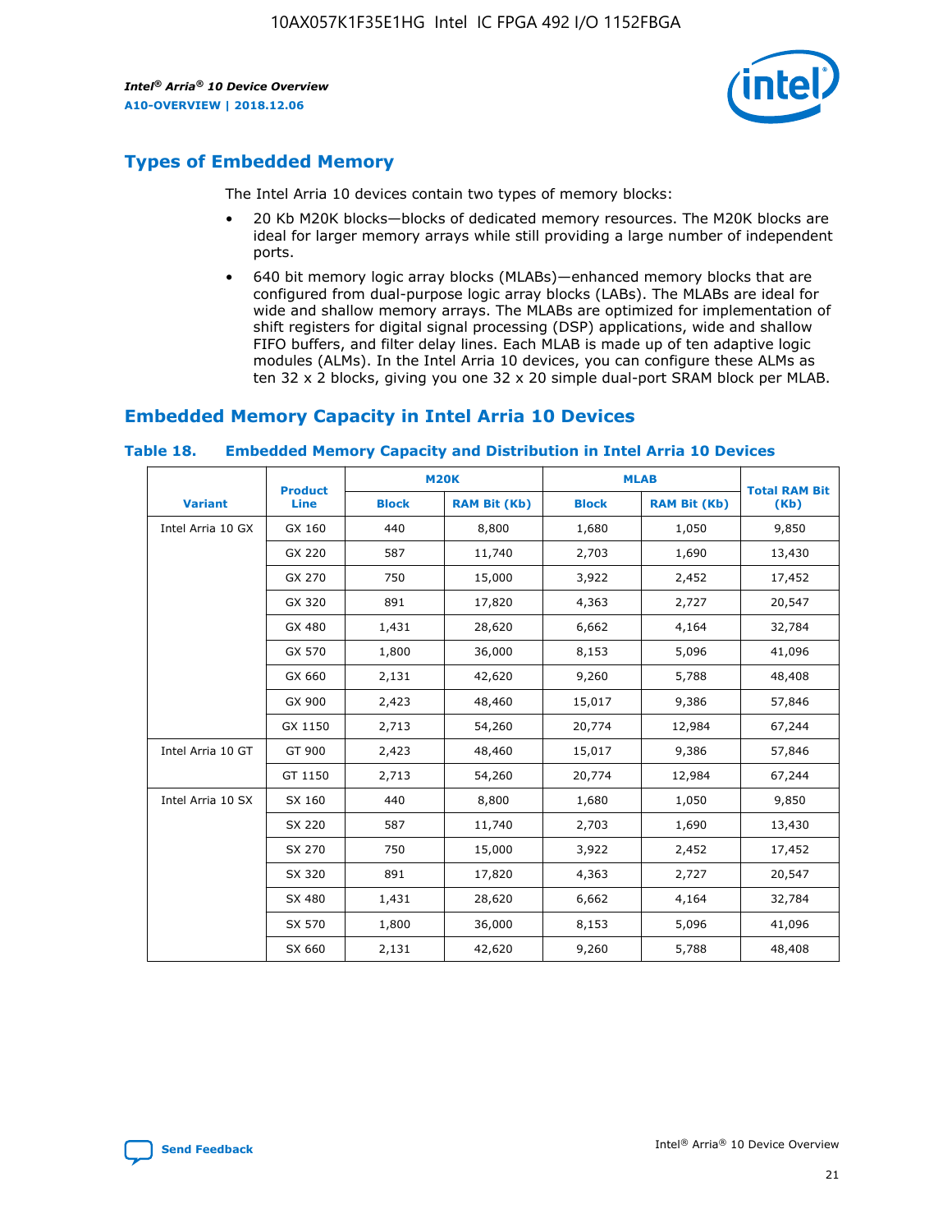## Types of Embedded Memory

The Intel Arria 10 devices contain two types of memory blocks:

- 20 Kb M20K blocks—blocks of dedicated memory resources. The M20K blocks are ideal for larger memory arrays while still providing a large number of independent ports.
- 640 bit memory logic array blocks (MLABs)—enhanced memory blocks that are configured from dual-purpose logic array blocks (LABs). The MLABs are ideal for wide and shallow memory arrays. The MLABs are optimized for implementation of shift registers for digital signal processing (DSP) applications, wide and shallow FIFO buffers, and filter delay lines. Each MLAB is made up of ten adaptive logic modules (ALMs). In the Intel Arria 10 devices, you can configure these ALMs as ten 32 x 2 blocks, giving you one 32 x 20 simple dual-port SRAM block per MLAB.

## Embedded Memory Capacity in Intel Arria 10 Devices

**Table 18. Embedded Memory Capacity and Distribution in Intel Arria 10 Devices**

| Variant | Product Line | M20K | | MLAB | | Total RAM Bit (Kb) |
|---|---|---|---|---|---|---|
| | | Block | RAM Bit (Kb) | Block | RAM Bit (Kb) | |
| Intel Arria 10 GX | GX 160 | 440 | 8,800 | 1,680 | 1,050 | 9,850 |
| | GX 220 | 587 | 11,740 | 2,703 | 1,690 | 13,430 |
| | GX 270 | 750 | 15,000 | 3,922 | 2,452 | 17,452 |
| | GX 320 | 891 | 17,820 | 4,363 | 2,727 | 20,547 |
| | GX 480 | 1,431 | 28,620 | 6,662 | 4,164 | 32,784 |
| | GX 570 | 1,800 | 36,000 | 8,153 | 5,096 | 41,096 |
| | GX 660 | 2,131 | 42,620 | 9,260 | 5,788 | 48,408 |
| | GX 900 | 2,423 | 48,460 | 15,017 | 9,386 | 57,846 |
| | GX 1150 | 2,713 | 54,260 | 20,774 | 12,984 | 67,244 |
| Intel Arria 10 GT | GT 900 | 2,423 | 48,460 | 15,017 | 9,386 | 57,846 |
| | GT 1150 | 2,713 | 54,260 | 20,774 | 12,984 | 67,244 |
| Intel Arria 10 SX | SX 160 | 440 | 8,800 | 1,680 | 1,050 | 9,850 |
| | SX 220 | 587 | 11,740 | 2,703 | 1,690 | 13,430 |
| | SX 270 | 750 | 15,000 | 3,922 | 2,452 | 17,452 |
| | SX 320 | 891 | 17,820 | 4,363 | 2,727 | 20,547 |
| | SX 480 | 1,431 | 28,620 | 6,662 | 4,164 | 32,784 |
| | SX 570 | 1,800 | 36,000 | 8,153 | 5,096 | 41,096 |
| | SX 660 | 2,131 | 42,620 | 9,260 | 5,788 | 48,408 |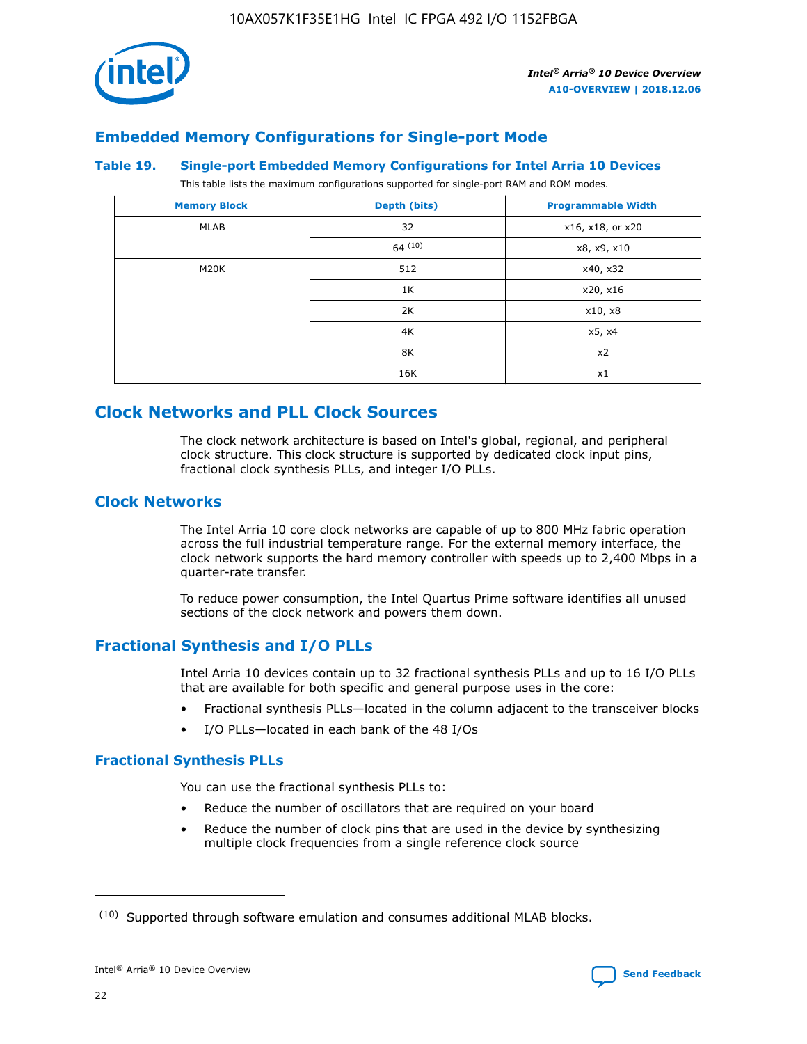## Embedded Memory Configurations for Single-port Mode

### Table 19. Single-port Embedded Memory Configurations for Intel Arria 10 Devices

This table lists the maximum configurations supported for single-port RAM and ROM modes.

| Memory Block | Depth (bits) | Programmable Width |
|---|---|---|
| MLAB | 32 | x16, x18, or x20 |
| | 64 [(10)] | x8, x9, x10 |
| M20K | 512 | x40, x32 |
| | 1K | x20, x16 |
| | 2K | x10, x8 |
| | 4K | x5, x4 |
| | 8K | x2 |
| | 16K | x1 |

# Clock Networks and PLL Clock Sources

The clock network architecture is based on Intel's global, regional, and peripheral clock structure. This clock structure is supported by dedicated clock input pins, fractional clock synthesis PLLs, and integer I/O PLLs.

## Clock Networks

The Intel Arria 10 core clock networks are capable of up to 800 MHz fabric operation across the full industrial temperature range. For the external memory interface, the clock network supports the hard memory controller with speeds up to 2,400 Mbps in a quarter-rate transfer.

To reduce power consumption, the Intel Quartus Prime software identifies all unused sections of the clock network and powers them down.

## Fractional Synthesis and I/O PLLs

Intel Arria 10 devices contain up to 32 fractional synthesis PLLs and up to 16 I/O PLLs that are available for both specific and general purpose uses in the core:

- Fractional synthesis PLLs—located in the column adjacent to the transceiver blocks
- I/O PLLs—located in each bank of the 48 I/Os

### Fractional Synthesis PLLs

You can use the fractional synthesis PLLs to:

- Reduce the number of oscillators that are required on your board
- Reduce the number of clock pins that are used in the device by synthesizing multiple clock frequencies from a single reference clock source

(10) Supported through software emulation and consumes additional MLAB blocks.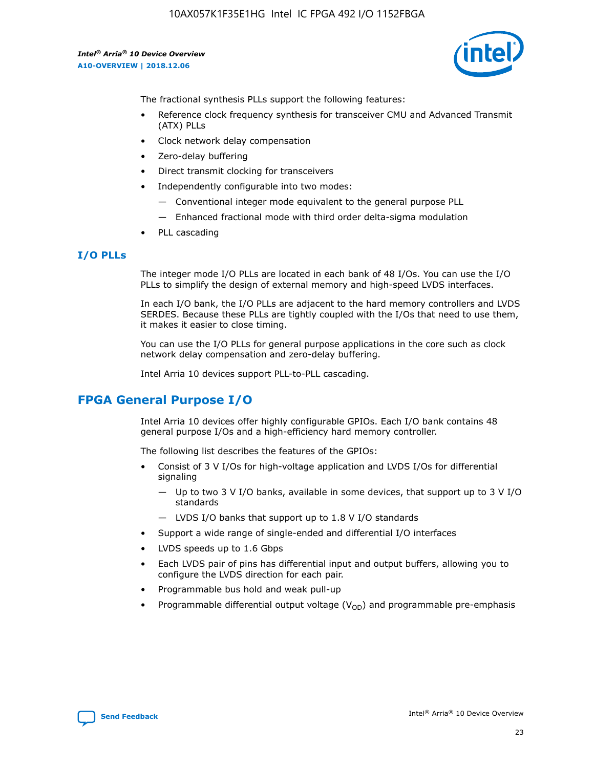The fractional synthesis PLLs support the following features:

- Reference clock frequency synthesis for transceiver CMU and Advanced Transmit (ATX) PLLs
- Clock network delay compensation
- Zero-delay buffering
- Direct transmit clocking for transceivers
- Independently configurable into two modes:
  - — Conventional integer mode equivalent to the general purpose PLL
  - — Enhanced fractional mode with third order delta-sigma modulation
- PLL cascading

### I/O PLLs

The integer mode I/O PLLs are located in each bank of 48 I/Os. You can use the I/O PLLs to simplify the design of external memory and high-speed LVDS interfaces.

In each I/O bank, the I/O PLLs are adjacent to the hard memory controllers and LVDS SERDES. Because these PLLs are tightly coupled with the I/Os that need to use them, it makes it easier to close timing.

You can use the I/O PLLs for general purpose applications in the core such as clock network delay compensation and zero-delay buffering.

Intel Arria 10 devices support PLL-to-PLL cascading.

## FPGA General Purpose I/O

Intel Arria 10 devices offer highly configurable GPIOs. Each I/O bank contains 48 general purpose I/Os and a high-efficiency hard memory controller.

The following list describes the features of the GPIOs:

- Consist of 3 V I/Os for high-voltage application and LVDS I/Os for differential signaling
  - — Up to two 3 V I/O banks, available in some devices, that support up to 3 V I/O standards
  - — LVDS I/O banks that support up to 1.8 V I/O standards
- Support a wide range of single-ended and differential I/O interfaces
- LVDS speeds up to 1.6 Gbps
- Each LVDS pair of pins has differential input and output buffers, allowing you to configure the LVDS direction for each pair.
- Programmable bus hold and weak pull-up
- Programmable differential output voltage ($V_{OD}$) and programmable pre-emphasis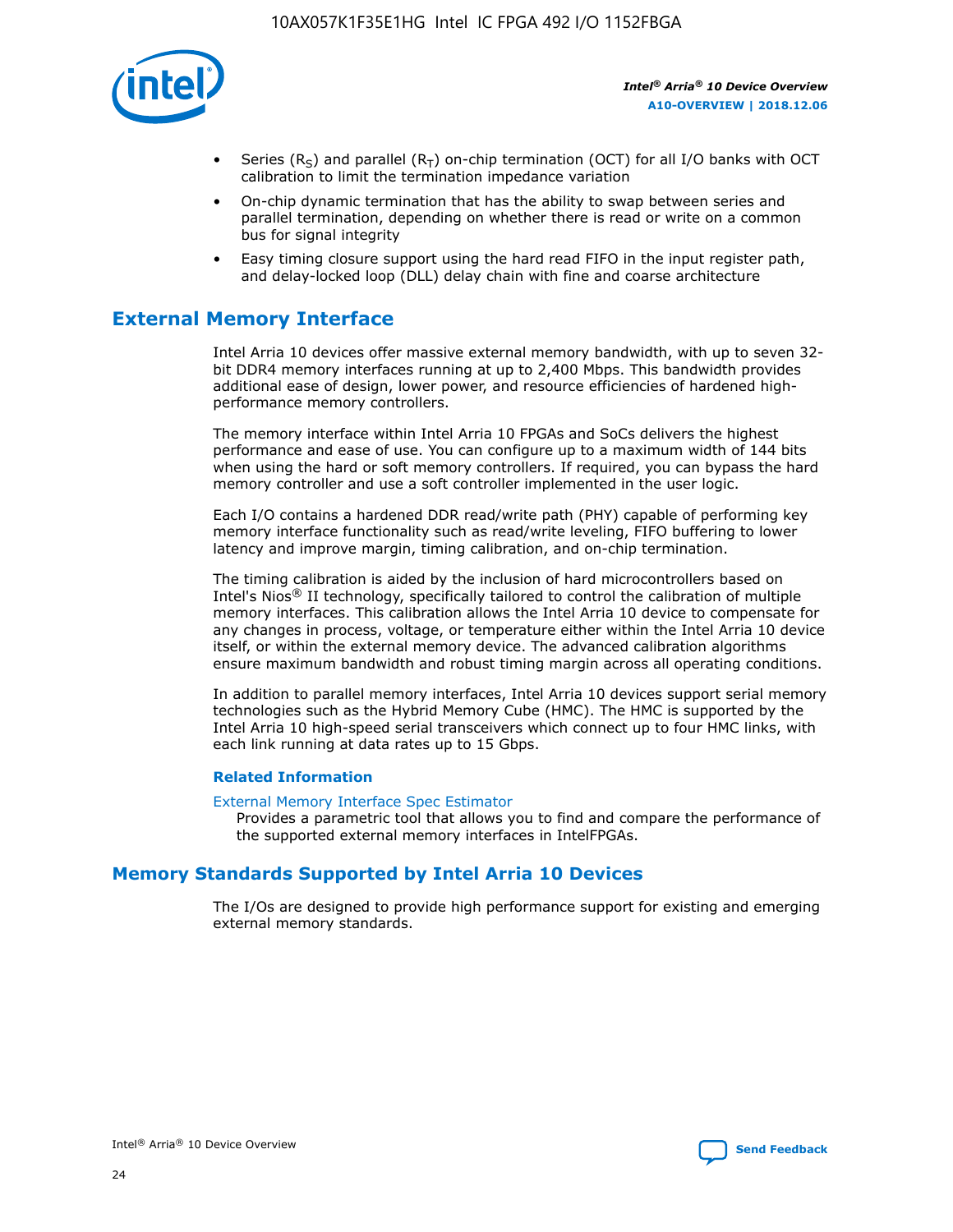- Series ($R_S$) and parallel ($R_T$) on-chip termination (OCT) for all I/O banks with OCT calibration to limit the termination impedance variation
- On-chip dynamic termination that has the ability to swap between series and parallel termination, depending on whether there is read or write on a common bus for signal integrity
- Easy timing closure support using the hard read FIFO in the input register path, and delay-locked loop (DLL) delay chain with fine and coarse architecture

## External Memory Interface

Intel Arria 10 devices offer massive external memory bandwidth, with up to seven 32-bit DDR4 memory interfaces running at up to 2,400 Mbps. This bandwidth provides additional ease of design, lower power, and resource efficiencies of hardened high-performance memory controllers.

The memory interface within Intel Arria 10 FPGAs and SoCs delivers the highest performance and ease of use. You can configure up to a maximum width of 144 bits when using the hard or soft memory controllers. If required, you can bypass the hard memory controller and use a soft controller implemented in the user logic.

Each I/O contains a hardened DDR read/write path (PHY) capable of performing key memory interface functionality such as read/write leveling, FIFO buffering to lower latency and improve margin, timing calibration, and on-chip termination.

The timing calibration is aided by the inclusion of hard microcontrollers based on Intel's Nios® II technology, specifically tailored to control the calibration of multiple memory interfaces. This calibration allows the Intel Arria 10 device to compensate for any changes in process, voltage, or temperature either within the Intel Arria 10 device itself, or within the external memory device. The advanced calibration algorithms ensure maximum bandwidth and robust timing margin across all operating conditions.

In addition to parallel memory interfaces, Intel Arria 10 devices support serial memory technologies such as the Hybrid Memory Cube (HMC). The HMC is supported by the Intel Arria 10 high-speed serial transceivers which connect up to four HMC links, with each link running at data rates up to 15 Gbps.

### Related Information

External Memory Interface Spec Estimator
Provides a parametric tool that allows you to find and compare the performance of the supported external memory interfaces in IntelFPGAs.

## Memory Standards Supported by Intel Arria 10 Devices

The I/Os are designed to provide high performance support for existing and emerging external memory standards.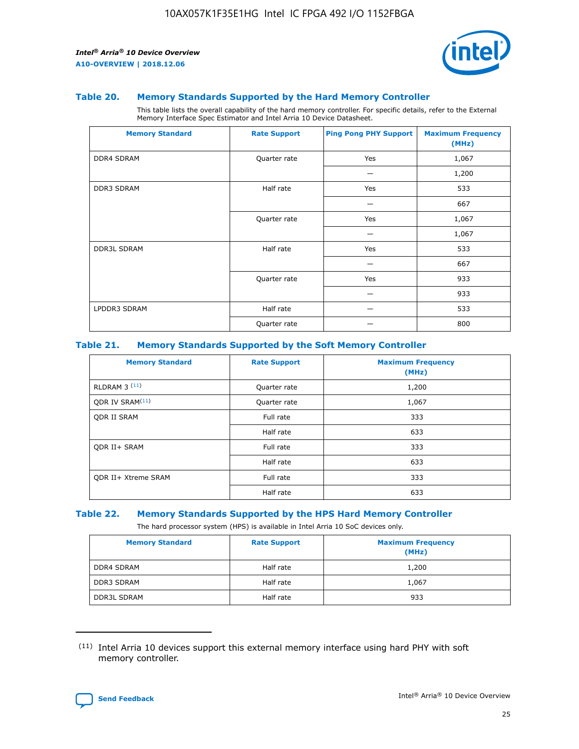### Table 20. Memory Standards Supported by the Hard Memory Controller

This table lists the overall capability of the hard memory controller. For specific details, refer to the External Memory Interface Spec Estimator and Intel Arria 10 Device Datasheet.

| Memory Standard | Rate Support | Ping Pong PHY Support | Maximum Frequency (MHz) |
|---|---|---|---|
| DDR4 SDRAM | Quarter rate | Yes | 1,067 |
| | | — | 1,200 |
| DDR3 SDRAM | Half rate | Yes | 533 |
| | | — | 667 |
| | Quarter rate | Yes | 1,067 |
| | | — | 1,067 |
| DDR3L SDRAM | Half rate | Yes | 533 |
| | | — | 667 |
| | Quarter rate | Yes | 933 |
| | | — | 933 |
| LPDDR3 SDRAM | Half rate | — | 533 |
| | Quarter rate | — | 800 |

### Table 21. Memory Standards Supported by the Soft Memory Controller

| Memory Standard | Rate Support | Maximum Frequency (MHz) |
|---|---|---|
| RLDRAM 3 [11] | Quarter rate | 1,200 |
| QDR IV SRAM[11] | Quarter rate | 1,067 |
| QDR II SRAM | Full rate | 333 |
| | Half rate | 633 |
| QDR II+ SRAM | Full rate | 333 |
| | Half rate | 633 |
| QDR II+ Xtreme SRAM | Full rate | 333 |
| | Half rate | 633 |

### Table 22. Memory Standards Supported by the HPS Hard Memory Controller

The hard processor system (HPS) is available in Intel Arria 10 SoC devices only.

| Memory Standard | Rate Support | Maximum Frequency (MHz) |
|---|---|---|
| DDR4 SDRAM | Half rate | 1,200 |
| DDR3 SDRAM | Half rate | 1,067 |
| DDR3L SDRAM | Half rate | 933 |

(11) Intel Arria 10 devices support this external memory interface using hard PHY with soft memory controller.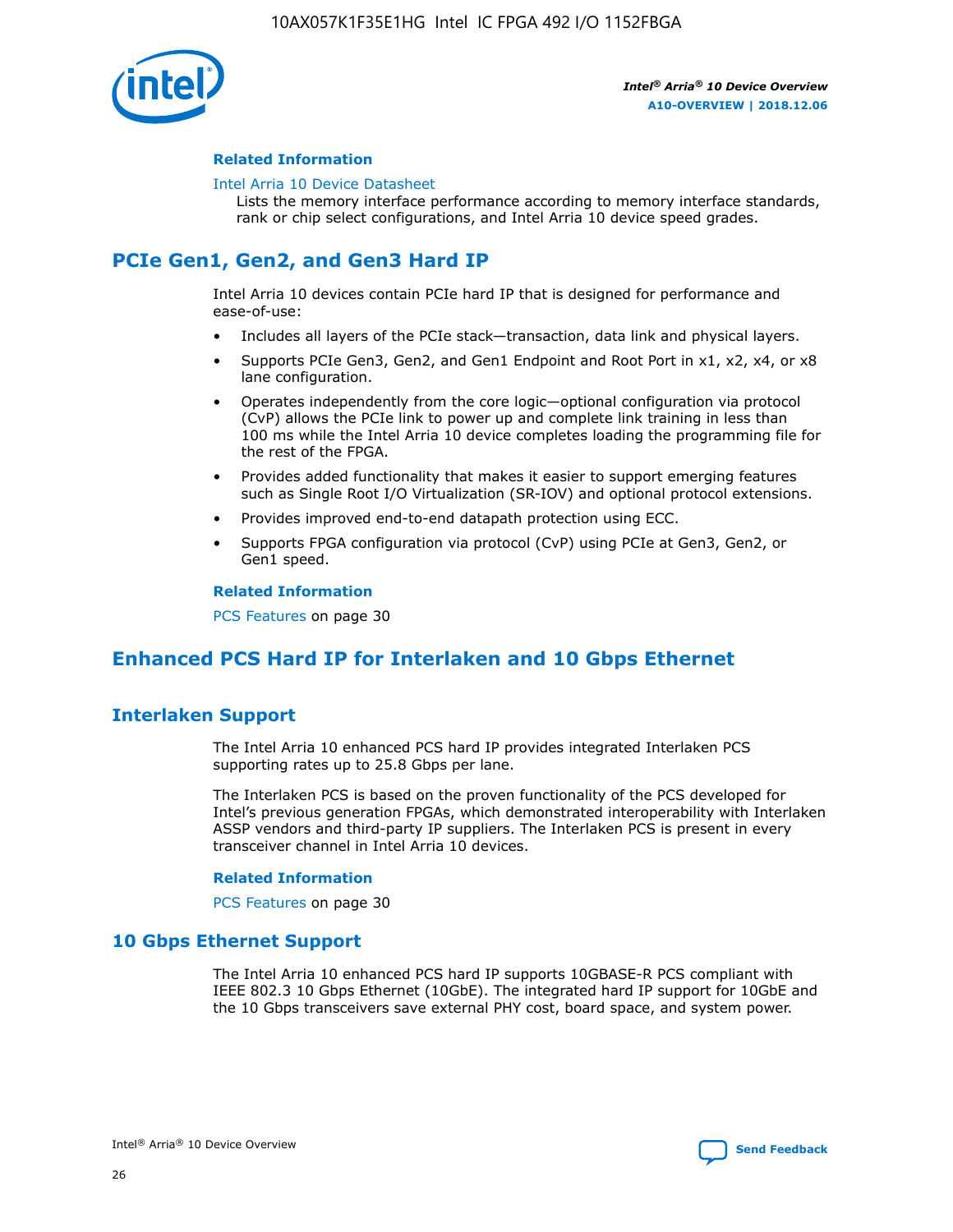#### Related Information

Intel Arria 10 Device Datasheet
Lists the memory interface performance according to memory interface standards, rank or chip select configurations, and Intel Arria 10 device speed grades.

## PCIe Gen1, Gen2, and Gen3 Hard IP

Intel Arria 10 devices contain PCIe hard IP that is designed for performance and ease-of-use:

- Includes all layers of the PCIe stack—transaction, data link and physical layers.
- Supports PCIe Gen3, Gen2, and Gen1 Endpoint and Root Port in x1, x2, x4, or x8 lane configuration.
- Operates independently from the core logic—optional configuration via protocol (CvP) allows the PCIe link to power up and complete link training in less than 100 ms while the Intel Arria 10 device completes loading the programming file for the rest of the FPGA.
- Provides added functionality that makes it easier to support emerging features such as Single Root I/O Virtualization (SR-IOV) and optional protocol extensions.
- Provides improved end-to-end datapath protection using ECC.
- Supports FPGA configuration via protocol (CvP) using PCIe at Gen3, Gen2, or Gen1 speed.

#### Related Information

PCS Features on page 30

## Enhanced PCS Hard IP for Interlaken and 10 Gbps Ethernet

### Interlaken Support

The Intel Arria 10 enhanced PCS hard IP provides integrated Interlaken PCS supporting rates up to 25.8 Gbps per lane.

The Interlaken PCS is based on the proven functionality of the PCS developed for Intel's previous generation FPGAs, which demonstrated interoperability with Interlaken ASSP vendors and third-party IP suppliers. The Interlaken PCS is present in every transceiver channel in Intel Arria 10 devices.

#### Related Information

PCS Features on page 30

### 10 Gbps Ethernet Support

The Intel Arria 10 enhanced PCS hard IP supports 10GBASE-R PCS compliant with IEEE 802.3 10 Gbps Ethernet (10GbE). The integrated hard IP support for 10GbE and the 10 Gbps transceivers save external PHY cost, board space, and system power.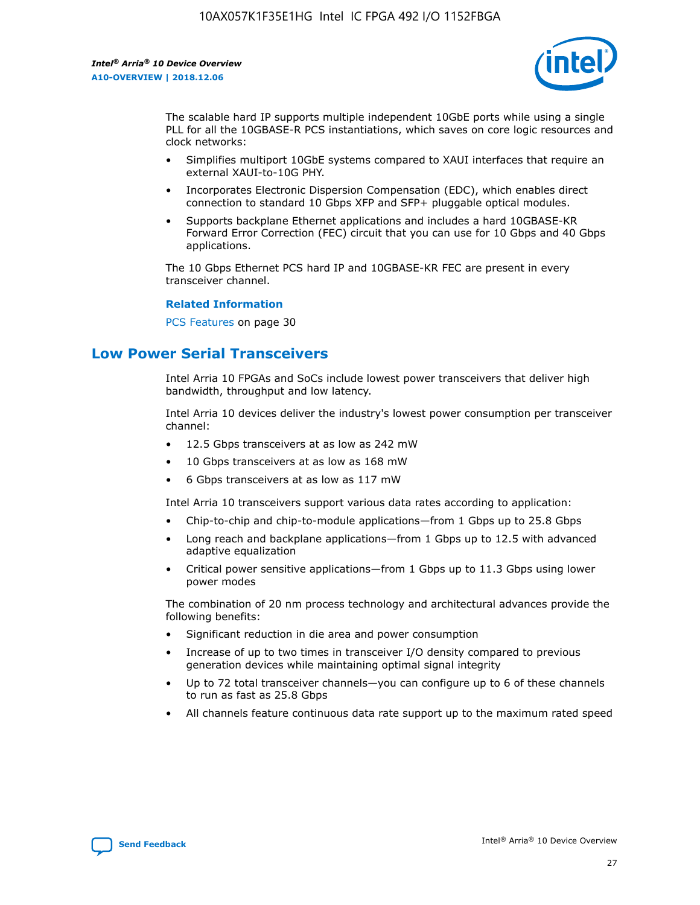The scalable hard IP supports multiple independent 10GbE ports while using a single PLL for all the 10GBASE-R PCS instantiations, which saves on core logic resources and clock networks:

- Simplifies multiport 10GbE systems compared to XAUI interfaces that require an external XAUI-to-10G PHY.
- Incorporates Electronic Dispersion Compensation (EDC), which enables direct connection to standard 10 Gbps XFP and SFP+ pluggable optical modules.
- Supports backplane Ethernet applications and includes a hard 10GBASE-KR Forward Error Correction (FEC) circuit that you can use for 10 Gbps and 40 Gbps applications.

The 10 Gbps Ethernet PCS hard IP and 10GBASE-KR FEC are present in every transceiver channel.

**Related Information**

PCS Features on page 30

## Low Power Serial Transceivers

Intel Arria 10 FPGAs and SoCs include lowest power transceivers that deliver high bandwidth, throughput and low latency.

Intel Arria 10 devices deliver the industry's lowest power consumption per transceiver channel:

- 12.5 Gbps transceivers at as low as 242 mW
- 10 Gbps transceivers at as low as 168 mW
- 6 Gbps transceivers at as low as 117 mW

Intel Arria 10 transceivers support various data rates according to application:

- Chip-to-chip and chip-to-module applications—from 1 Gbps up to 25.8 Gbps
- Long reach and backplane applications—from 1 Gbps up to 12.5 with advanced adaptive equalization
- Critical power sensitive applications—from 1 Gbps up to 11.3 Gbps using lower power modes

The combination of 20 nm process technology and architectural advances provide the following benefits:

- Significant reduction in die area and power consumption
- Increase of up to two times in transceiver I/O density compared to previous generation devices while maintaining optimal signal integrity
- Up to 72 total transceiver channels—you can configure up to 6 of these channels to run as fast as 25.8 Gbps
- All channels feature continuous data rate support up to the maximum rated speed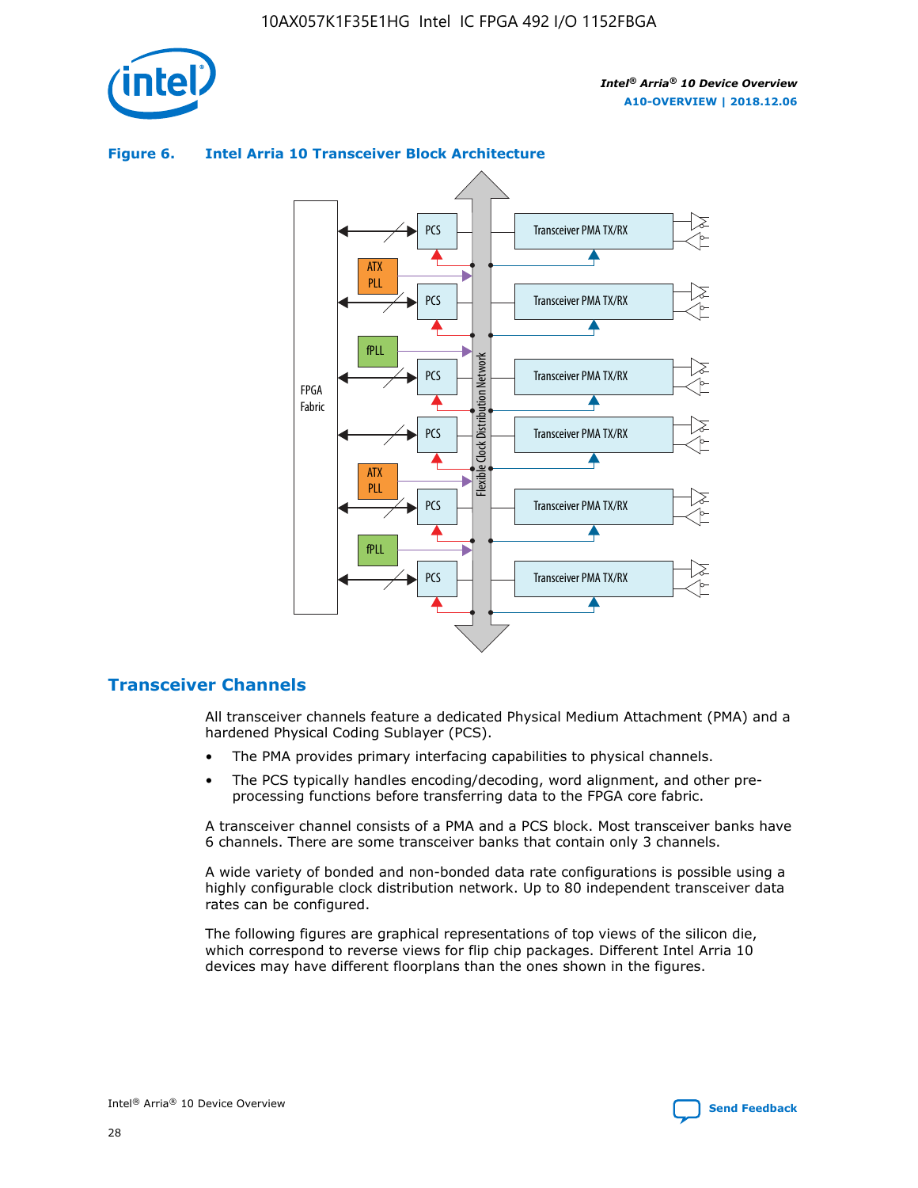**Figure 6. Intel Arria 10 Transceiver Block Architecture**

## Transceiver Channels

All transceiver channels feature a dedicated Physical Medium Attachment (PMA) and a hardened Physical Coding Sublayer (PCS).

- The PMA provides primary interfacing capabilities to physical channels.
- The PCS typically handles encoding/decoding, word alignment, and other pre-processing functions before transferring data to the FPGA core fabric.

A transceiver channel consists of a PMA and a PCS block. Most transceiver banks have 6 channels. There are some transceiver banks that contain only 3 channels.

A wide variety of bonded and non-bonded data rate configurations is possible using a highly configurable clock distribution network. Up to 80 independent transceiver data rates can be configured.

The following figures are graphical representations of top views of the silicon die, which correspond to reverse views for flip chip packages. Different Intel Arria 10 devices may have different floorplans than the ones shown in the figures.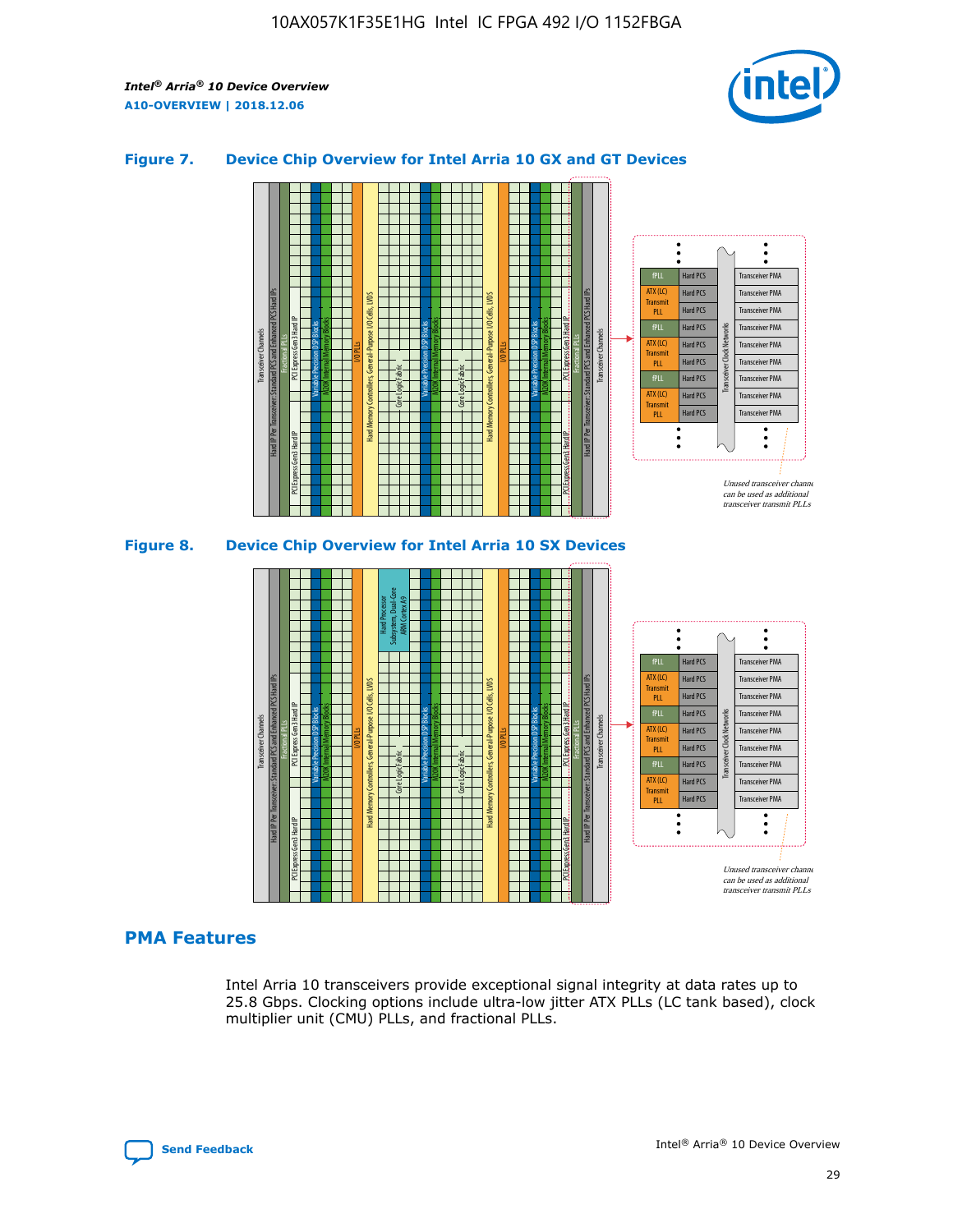## Figure 7. Device Chip Overview for Intel Arria 10 GX and GT Devices

## Figure 8. Device Chip Overview for Intel Arria 10 SX Devices

## PMA Features

Intel Arria 10 transceivers provide exceptional signal integrity at data rates up to 25.8 Gbps. Clocking options include ultra-low jitter ATX PLLs (LC tank based), clock multiplier unit (CMU) PLLs, and fractional PLLs.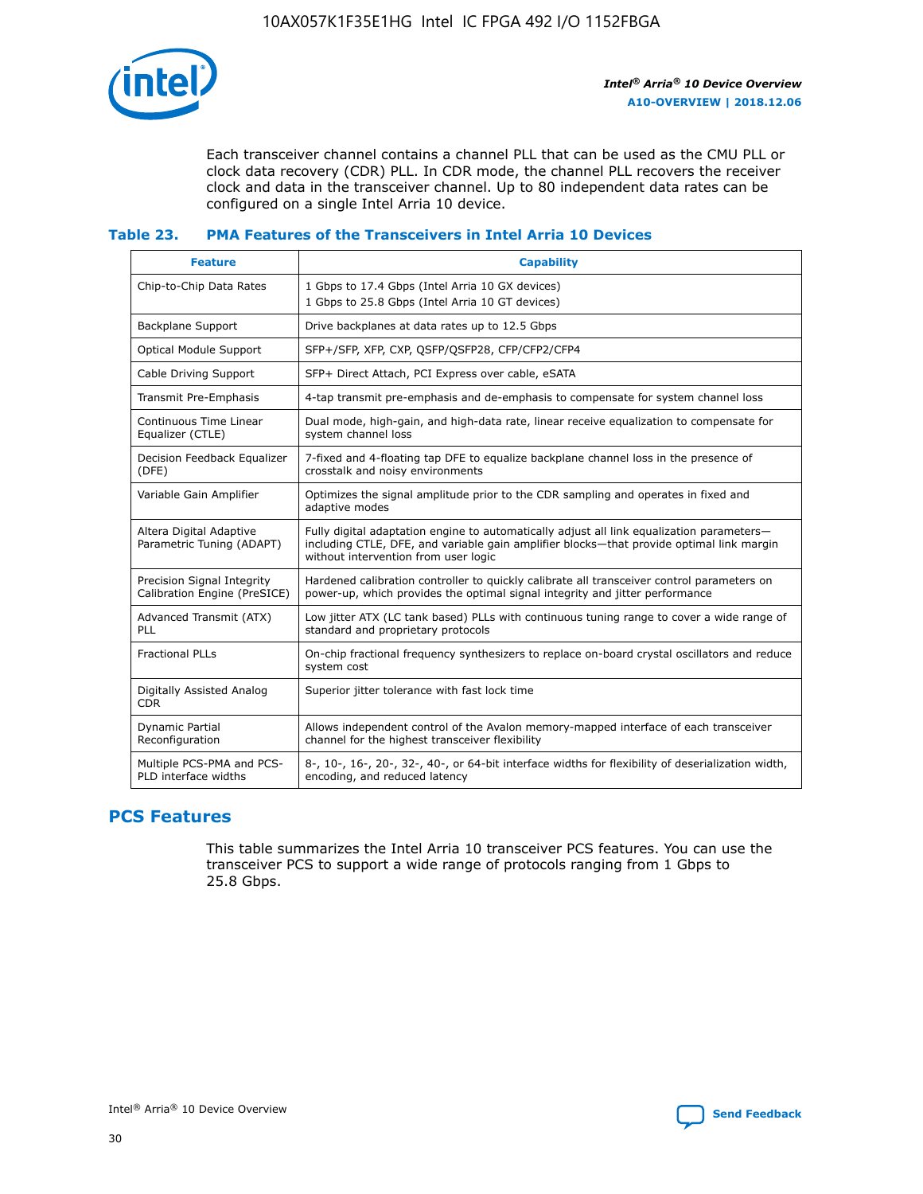Each transceiver channel contains a channel PLL that can be used as the CMU PLL or clock data recovery (CDR) PLL. In CDR mode, the channel PLL recovers the receiver clock and data in the transceiver channel. Up to 80 independent data rates can be configured on a single Intel Arria 10 device.

**Table 23. PMA Features of the Transceivers in Intel Arria 10 Devices**

| Feature | Capability |
|---|---|
| Chip-to-Chip Data Rates | 1 Gbps to 17.4 Gbps (Intel Arria 10 GX devices)<br>1 Gbps to 25.8 Gbps (Intel Arria 10 GT devices) |
| Backplane Support | Drive backplanes at data rates up to 12.5 Gbps |
| Optical Module Support | SFP+/SFP, XFP, CXP, QSFP/QSFP28, CFP/CFP2/CFP4 |
| Cable Driving Support | SFP+ Direct Attach, PCI Express over cable, eSATA |
| Transmit Pre-Emphasis | 4-tap transmit pre-emphasis and de-emphasis to compensate for system channel loss |
| Continuous Time Linear Equalizer (CTLE) | Dual mode, high-gain, and high-data rate, linear receive equalization to compensate for system channel loss |
| Decision Feedback Equalizer (DFE) | 7-fixed and 4-floating tap DFE to equalize backplane channel loss in the presence of crosstalk and noisy environments |
| Variable Gain Amplifier | Optimizes the signal amplitude prior to the CDR sampling and operates in fixed and adaptive modes |
| Altera Digital Adaptive Parametric Tuning (ADAPT) | Fully digital adaptation engine to automatically adjust all link equalization parameters—including CTLE, DFE, and variable gain amplifier blocks—that provide optimal link margin without intervention from user logic |
| Precision Signal Integrity Calibration Engine (PreSICE) | Hardened calibration controller to quickly calibrate all transceiver control parameters on power-up, which provides the optimal signal integrity and jitter performance |
| Advanced Transmit (ATX) PLL | Low jitter ATX (LC tank based) PLLs with continuous tuning range to cover a wide range of standard and proprietary protocols |
| Fractional PLLs | On-chip fractional frequency synthesizers to replace on-board crystal oscillators and reduce system cost |
| Digitally Assisted Analog CDR | Superior jitter tolerance with fast lock time |
| Dynamic Partial Reconfiguration | Allows independent control of the Avalon memory-mapped interface of each transceiver channel for the highest transceiver flexibility |
| Multiple PCS-PMA and PCS-PLD interface widths | 8-, 10-, 16-, 20-, 32-, 40-, or 64-bit interface widths for flexibility of deserialization width, encoding, and reduced latency |

## PCS Features

This table summarizes the Intel Arria 10 transceiver PCS features. You can use the transceiver PCS to support a wide range of protocols ranging from 1 Gbps to 25.8 Gbps.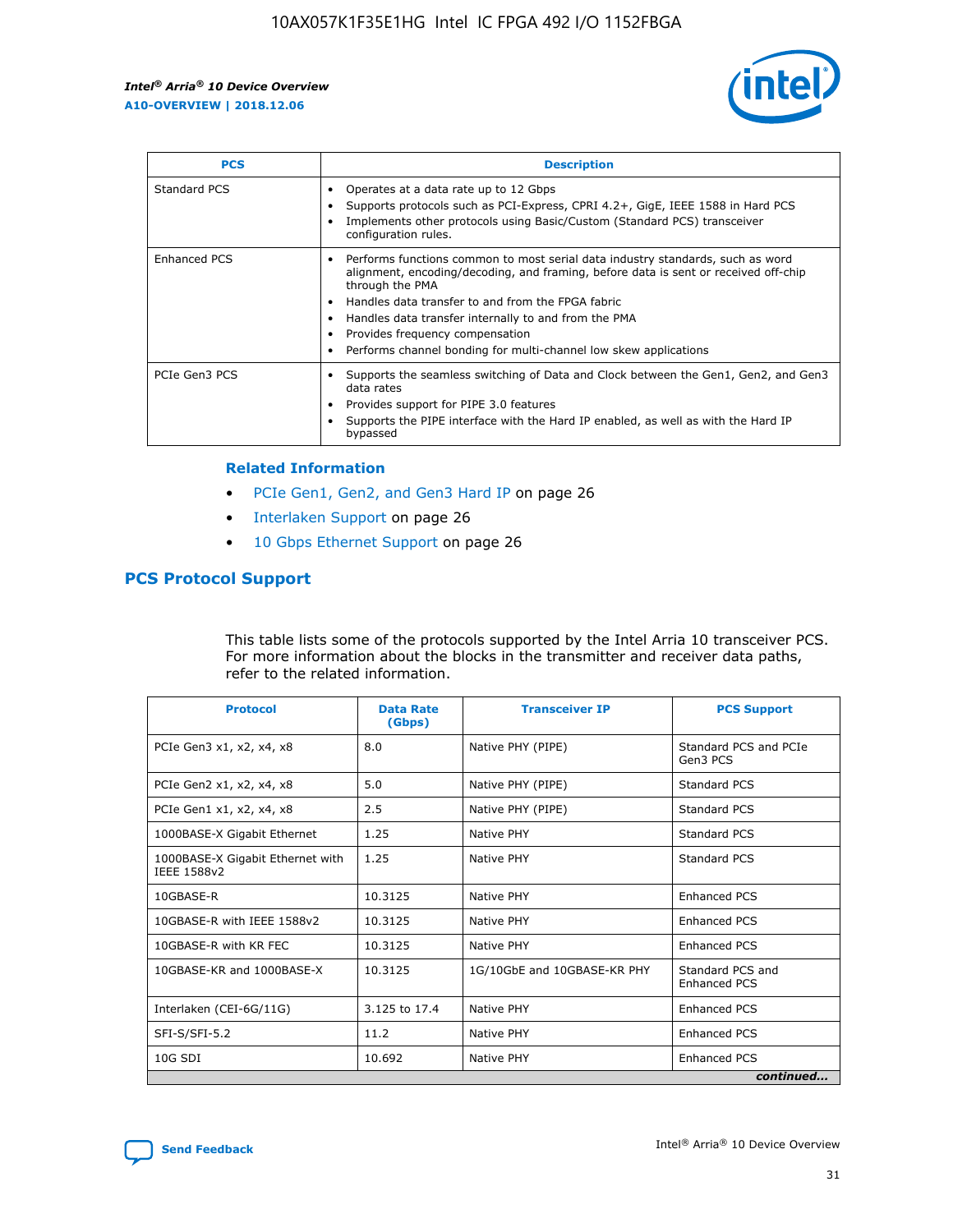| PCS | Description |
| --- | --- |
| Standard PCS | • Operates at a data rate up to 12 Gbps<br>• Supports protocols such as PCI-Express, CPRI 4.2+, GigE, IEEE 1588 in Hard PCS<br>• Implements other protocols using Basic/Custom (Standard PCS) transceiver configuration rules. |
| Enhanced PCS | • Performs functions common to most serial data industry standards, such as word alignment, encoding/decoding, and framing, before data is sent or received off-chip through the PMA<br>• Handles data transfer to and from the FPGA fabric<br>• Handles data transfer internally to and from the PMA<br>• Provides frequency compensation<br>• Performs channel bonding for multi-channel low skew applications |
| PCIe Gen3 PCS | • Supports the seamless switching of Data and Clock between the Gen1, Gen2, and Gen3 data rates<br>• Provides support for PIPE 3.0 features<br>• Supports the PIPE interface with the Hard IP enabled, as well as with the Hard IP bypassed |

**Related Information**

- PCIe Gen1, Gen2, and Gen3 Hard IP on page 26
- Interlaken Support on page 26
- 10 Gbps Ethernet Support on page 26

## PCS Protocol Support

This table lists some of the protocols supported by the Intel Arria 10 transceiver PCS. For more information about the blocks in the transmitter and receiver data paths, refer to the related information.

| Protocol | Data Rate (Gbps) | Transceiver IP | PCS Support |
| --- | --- | --- | --- |
| PCIe Gen3 x1, x2, x4, x8 | 8.0 | Native PHY (PIPE) | Standard PCS and PCIe Gen3 PCS |
| PCIe Gen2 x1, x2, x4, x8 | 5.0 | Native PHY (PIPE) | Standard PCS |
| PCIe Gen1 x1, x2, x4, x8 | 2.5 | Native PHY (PIPE) | Standard PCS |
| 1000BASE-X Gigabit Ethernet | 1.25 | Native PHY | Standard PCS |
| 1000BASE-X Gigabit Ethernet with IEEE 1588v2 | 1.25 | Native PHY | Standard PCS |
| 10GBASE-R | 10.3125 | Native PHY | Enhanced PCS |
| 10GBASE-R with IEEE 1588v2 | 10.3125 | Native PHY | Enhanced PCS |
| 10GBASE-R with KR FEC | 10.3125 | Native PHY | Enhanced PCS |
| 10GBASE-KR and 1000BASE-X | 10.3125 | 1G/10GbE and 10GBASE-KR PHY | Standard PCS and Enhanced PCS |
| Interlaken (CEI-6G/11G) | 3.125 to 17.4 | Native PHY | Enhanced PCS |
| SFI-S/SFI-5.2 | 11.2 | Native PHY | Enhanced PCS |
| 10G SDI | 10.692 | Native PHY | Enhanced PCS |

*continued...*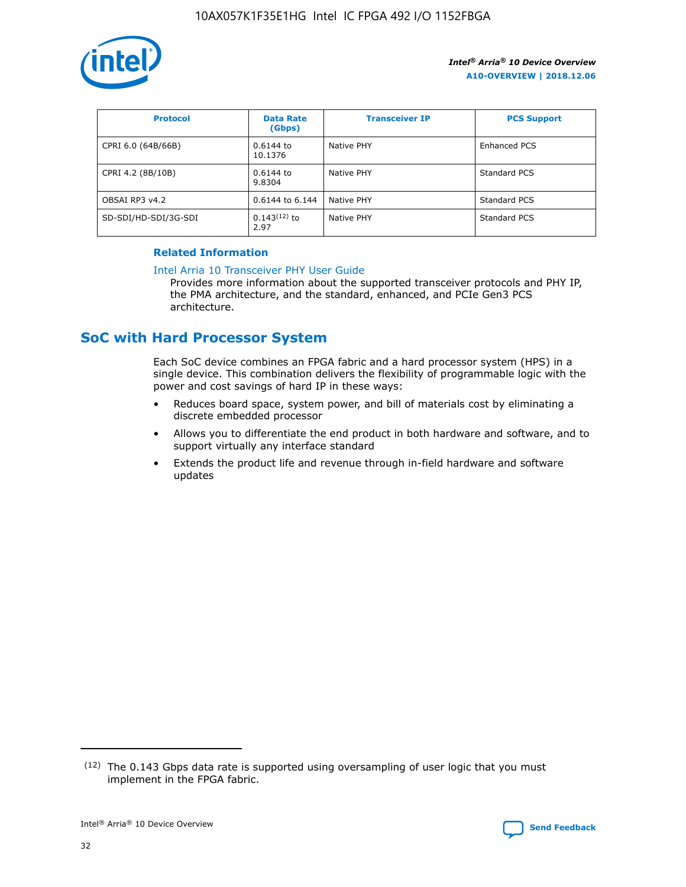| Protocol | Data Rate (Gbps) | Transceiver IP | PCS Support |
| --- | --- | --- | --- |
| CPRI 6.0 (64B/66B) | 0.6144 to 10.1376 | Native PHY | Enhanced PCS |
| CPRI 4.2 (8B/10B) | 0.6144 to 9.8304 | Native PHY | Standard PCS |
| OBSAI RP3 v4.2 | 0.6144 to 6.144 | Native PHY | Standard PCS |
| SD-SDI/HD-SDI/3G-SDI | 0.143[(12)] to 2.97 | Native PHY | Standard PCS |

**Related Information**

Intel Arria 10 Transceiver PHY User Guide

Provides more information about the supported transceiver protocols and PHY IP, the PMA architecture, and the standard, enhanced, and PCIe Gen3 PCS architecture.

## SoC with Hard Processor System

Each SoC device combines an FPGA fabric and a hard processor system (HPS) in a single device. This combination delivers the flexibility of programmable logic with the power and cost savings of hard IP in these ways:

- Reduces board space, system power, and bill of materials cost by eliminating a discrete embedded processor
- Allows you to differentiate the end product in both hardware and software, and to support virtually any interface standard
- Extends the product life and revenue through in-field hardware and software updates

(12) The 0.143 Gbps data rate is supported using oversampling of user logic that you must implement in the FPGA fabric.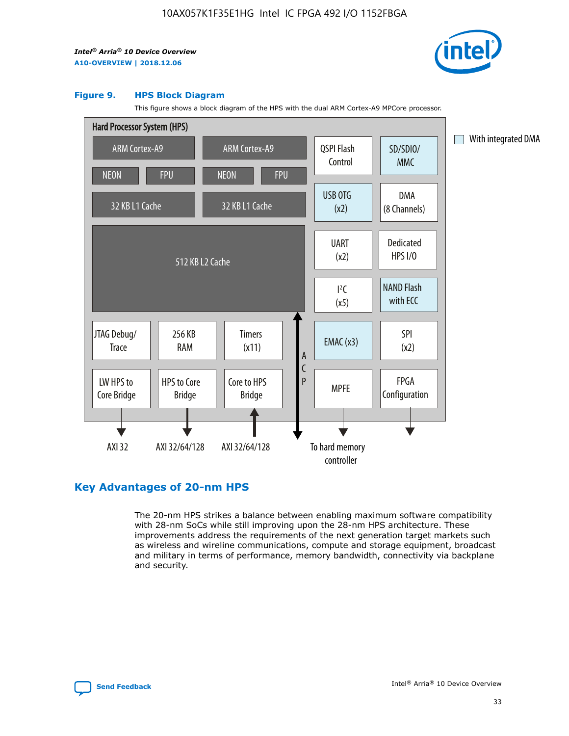**Figure 9. HPS Block Diagram**

This figure shows a block diagram of the HPS with the dual ARM Cortex-A9 MPCore processor.

Hard Processor System (HPS)

ARM Cortex-A9 | ARM Cortex-A9 | QSPI Flash Control | SD/SDIO/MMC

NEON | FPU | NEON | FPU

32 KB L1 Cache | 32 KB L1 Cache | USB OTG (x2) | DMA (8 Channels)

512 KB L2 Cache | UART (x2) | Dedicated HPS I/O | I²C (x5) | NAND Flash with ECC

JTAG Debug/Trace | 256 KB RAM | Timers (x11) | ACP | EMAC (x3) | SPI (x2)

LW HPS to Core Bridge | HPS to Core Bridge | Core to HPS Bridge | MPFE | FPGA Configuration

AXI 32 | AXI 32/64/128 | AXI 32/64/128 | To hard memory controller

With integrated DMA

## Key Advantages of 20-nm HPS

The 20-nm HPS strikes a balance between enabling maximum software compatibility with 28-nm SoCs while still improving upon the 28-nm HPS architecture. These improvements address the requirements of the next generation target markets such as wireless and wireline communications, compute and storage equipment, broadcast and military in terms of performance, memory bandwidth, connectivity via backplane and security.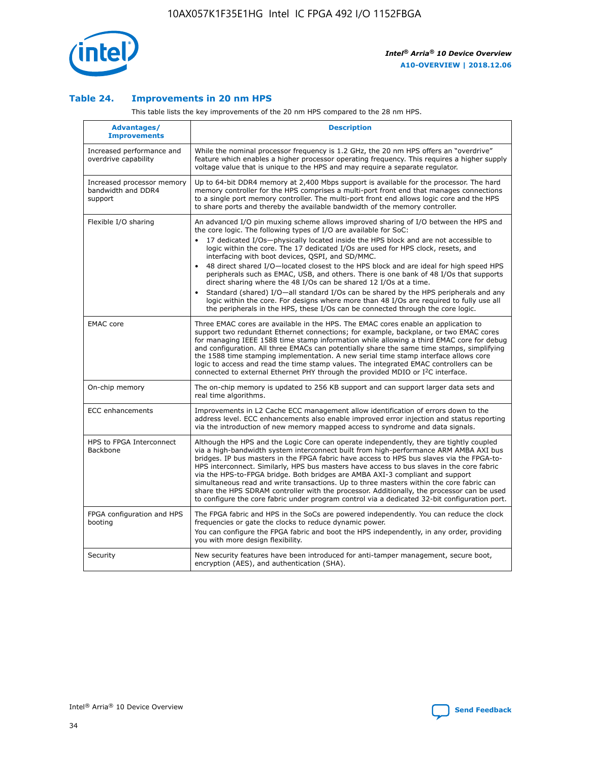### Table 24. Improvements in 20 nm HPS

This table lists the key improvements of the 20 nm HPS compared to the 28 nm HPS.

| Advantages/ Improvements | Description |
|---|---|
| Increased performance and overdrive capability | While the nominal processor frequency is 1.2 GHz, the 20 nm HPS offers an "overdrive" feature which enables a higher processor operating frequency. This requires a higher supply voltage value that is unique to the HPS and may require a separate regulator. |
| Increased processor memory bandwidth and DDR4 support | Up to 64-bit DDR4 memory at 2,400 Mbps support is available for the processor. The hard memory controller for the HPS comprises a multi-port front end that manages connections to a single port memory controller. The multi-port front end allows logic core and the HPS to share ports and thereby the available bandwidth of the memory controller. |
| Flexible I/O sharing | An advanced I/O pin muxing scheme allows improved sharing of I/O between the HPS and the core logic. The following types of I/O are available for SoC:<br>• 17 dedicated I/Os—physically located inside the HPS block and are not accessible to logic within the core. The 17 dedicated I/Os are used for HPS clock, resets, and interfacing with boot devices, QSPI, and SD/MMC.<br>• 48 direct shared I/O—located closest to the HPS block and are ideal for high speed HPS peripherals such as EMAC, USB, and others. There is one bank of 48 I/Os that supports direct sharing where the 48 I/Os can be shared 12 I/Os at a time.<br>• Standard (shared) I/O—all standard I/Os can be shared by the HPS peripherals and any logic within the core. For designs where more than 48 I/Os are required to fully use all the peripherals in the HPS, these I/Os can be connected through the core logic. |
| EMAC core | Three EMAC cores are available in the HPS. The EMAC cores enable an application to support two redundant Ethernet connections; for example, backplane, or two EMAC cores for managing IEEE 1588 time stamp information while allowing a third EMAC core for debug and configuration. All three EMACs can potentially share the same time stamps, simplifying the 1588 time stamping implementation. A new serial time stamp interface allows core logic to access and read the time stamp values. The integrated EMAC controllers can be connected to external Ethernet PHY through the provided MDIO or I²C interface. |
| On-chip memory | The on-chip memory is updated to 256 KB support and can support larger data sets and real time algorithms. |
| ECC enhancements | Improvements in L2 Cache ECC management allow identification of errors down to the address level. ECC enhancements also enable improved error injection and status reporting via the introduction of new memory mapped access to syndrome and data signals. |
| HPS to FPGA Interconnect Backbone | Although the HPS and the Logic Core can operate independently, they are tightly coupled via a high-bandwidth system interconnect built from high-performance ARM AMBA AXI bus bridges. IP bus masters in the FPGA fabric have access to HPS bus slaves via the FPGA-to-HPS interconnect. Similarly, HPS bus masters have access to bus slaves in the core fabric via the HPS-to-FPGA bridge. Both bridges are AMBA AXI-3 compliant and support simultaneous read and write transactions. Up to three masters within the core fabric can share the HPS SDRAM controller with the processor. Additionally, the processor can be used to configure the core fabric under program control via a dedicated 32-bit configuration port. |
| FPGA configuration and HPS booting | The FPGA fabric and HPS in the SoCs are powered independently. You can reduce the clock frequencies or gate the clocks to reduce dynamic power.<br>You can configure the FPGA fabric and boot the HPS independently, in any order, providing you with more design flexibility. |
| Security | New security features have been introduced for anti-tamper management, secure boot, encryption (AES), and authentication (SHA). |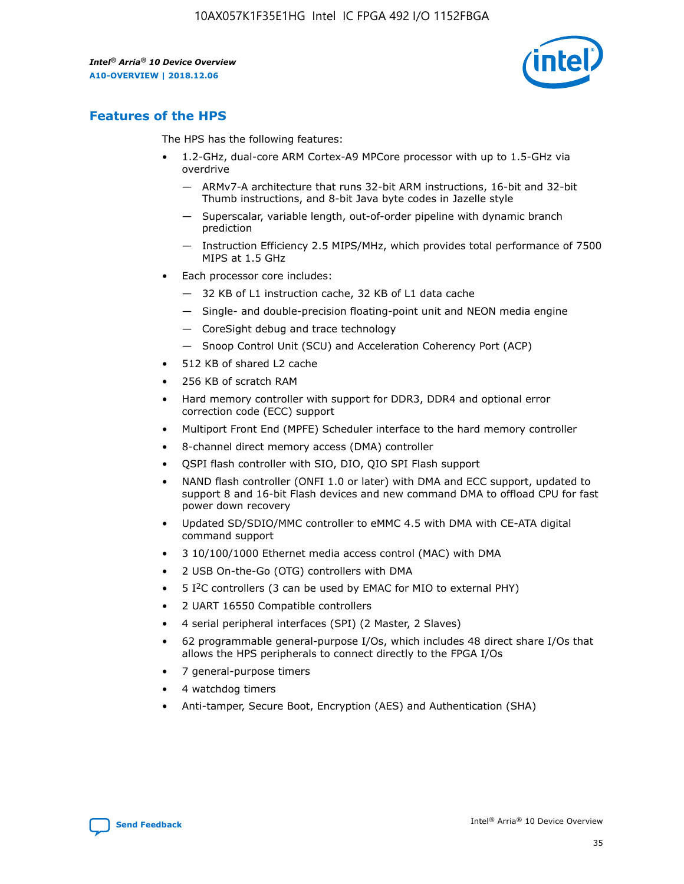## Features of the HPS

The HPS has the following features:

- 1.2-GHz, dual-core ARM Cortex-A9 MPCore processor with up to 1.5-GHz via overdrive
  - — ARMv7-A architecture that runs 32-bit ARM instructions, 16-bit and 32-bit Thumb instructions, and 8-bit Java byte codes in Jazelle style
  - — Superscalar, variable length, out-of-order pipeline with dynamic branch prediction
  - — Instruction Efficiency 2.5 MIPS/MHz, which provides total performance of 7500 MIPS at 1.5 GHz
- Each processor core includes:
  - — 32 KB of L1 instruction cache, 32 KB of L1 data cache
  - — Single- and double-precision floating-point unit and NEON media engine
  - — CoreSight debug and trace technology
  - — Snoop Control Unit (SCU) and Acceleration Coherency Port (ACP)
- 512 KB of shared L2 cache
- 256 KB of scratch RAM
- Hard memory controller with support for DDR3, DDR4 and optional error correction code (ECC) support
- Multiport Front End (MPFE) Scheduler interface to the hard memory controller
- 8-channel direct memory access (DMA) controller
- QSPI flash controller with SIO, DIO, QIO SPI Flash support
- NAND flash controller (ONFI 1.0 or later) with DMA and ECC support, updated to support 8 and 16-bit Flash devices and new command DMA to offload CPU for fast power down recovery
- Updated SD/SDIO/MMC controller to eMMC 4.5 with DMA with CE-ATA digital command support
- 3 10/100/1000 Ethernet media access control (MAC) with DMA
- 2 USB On-the-Go (OTG) controllers with DMA
- 5 I²C controllers (3 can be used by EMAC for MIO to external PHY)
- 2 UART 16550 Compatible controllers
- 4 serial peripheral interfaces (SPI) (2 Master, 2 Slaves)
- 62 programmable general-purpose I/Os, which includes 48 direct share I/Os that allows the HPS peripherals to connect directly to the FPGA I/Os
- 7 general-purpose timers
- 4 watchdog timers
- Anti-tamper, Secure Boot, Encryption (AES) and Authentication (SHA)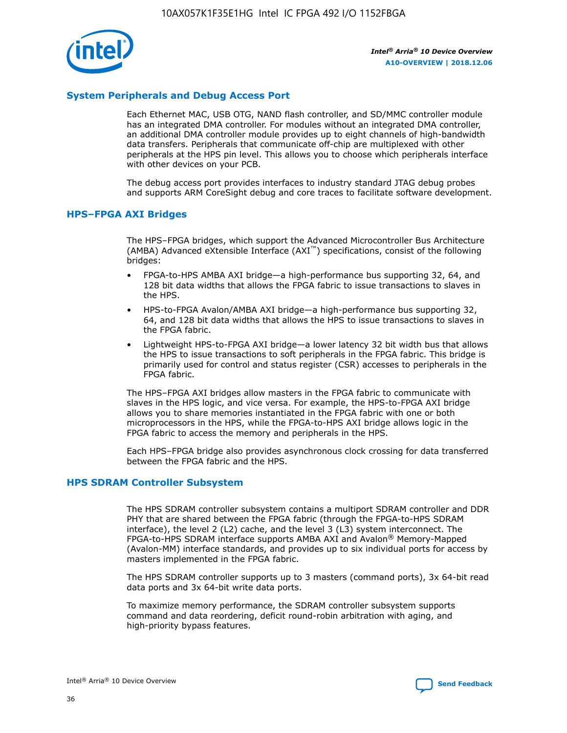## System Peripherals and Debug Access Port

Each Ethernet MAC, USB OTG, NAND flash controller, and SD/MMC controller module has an integrated DMA controller. For modules without an integrated DMA controller, an additional DMA controller module provides up to eight channels of high-bandwidth data transfers. Peripherals that communicate off-chip are multiplexed with other peripherals at the HPS pin level. This allows you to choose which peripherals interface with other devices on your PCB.

The debug access port provides interfaces to industry standard JTAG debug probes and supports ARM CoreSight debug and core traces to facilitate software development.

## HPS–FPGA AXI Bridges

The HPS–FPGA bridges, which support the Advanced Microcontroller Bus Architecture (AMBA) Advanced eXtensible Interface (AXI™) specifications, consist of the following bridges:

- FPGA-to-HPS AMBA AXI bridge—a high-performance bus supporting 32, 64, and 128 bit data widths that allows the FPGA fabric to issue transactions to slaves in the HPS.
- HPS-to-FPGA Avalon/AMBA AXI bridge—a high-performance bus supporting 32, 64, and 128 bit data widths that allows the HPS to issue transactions to slaves in the FPGA fabric.
- Lightweight HPS-to-FPGA AXI bridge—a lower latency 32 bit width bus that allows the HPS to issue transactions to soft peripherals in the FPGA fabric. This bridge is primarily used for control and status register (CSR) accesses to peripherals in the FPGA fabric.

The HPS–FPGA AXI bridges allow masters in the FPGA fabric to communicate with slaves in the HPS logic, and vice versa. For example, the HPS-to-FPGA AXI bridge allows you to share memories instantiated in the FPGA fabric with one or both microprocessors in the HPS, while the FPGA-to-HPS AXI bridge allows logic in the FPGA fabric to access the memory and peripherals in the HPS.

Each HPS–FPGA bridge also provides asynchronous clock crossing for data transferred between the FPGA fabric and the HPS.

## HPS SDRAM Controller Subsystem

The HPS SDRAM controller subsystem contains a multiport SDRAM controller and DDR PHY that are shared between the FPGA fabric (through the FPGA-to-HPS SDRAM interface), the level 2 (L2) cache, and the level 3 (L3) system interconnect. The FPGA-to-HPS SDRAM interface supports AMBA AXI and Avalon® Memory-Mapped (Avalon-MM) interface standards, and provides up to six individual ports for access by masters implemented in the FPGA fabric.

The HPS SDRAM controller supports up to 3 masters (command ports), 3x 64-bit read data ports and 3x 64-bit write data ports.

To maximize memory performance, the SDRAM controller subsystem supports command and data reordering, deficit round-robin arbitration with aging, and high-priority bypass features.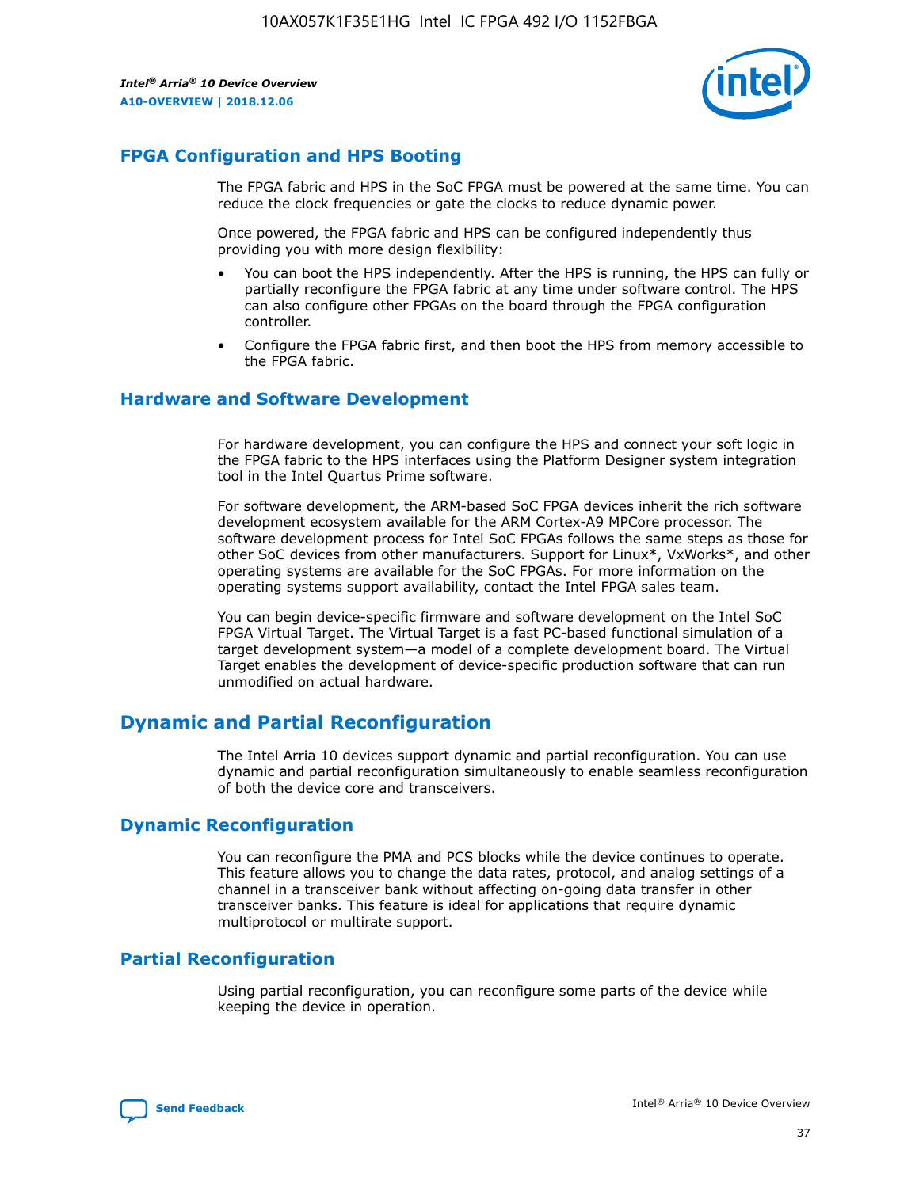## FPGA Configuration and HPS Booting

The FPGA fabric and HPS in the SoC FPGA must be powered at the same time. You can reduce the clock frequencies or gate the clocks to reduce dynamic power.

Once powered, the FPGA fabric and HPS can be configured independently thus providing you with more design flexibility:

- You can boot the HPS independently. After the HPS is running, the HPS can fully or partially reconfigure the FPGA fabric at any time under software control. The HPS can also configure other FPGAs on the board through the FPGA configuration controller.
- Configure the FPGA fabric first, and then boot the HPS from memory accessible to the FPGA fabric.

## Hardware and Software Development

For hardware development, you can configure the HPS and connect your soft logic in the FPGA fabric to the HPS interfaces using the Platform Designer system integration tool in the Intel Quartus Prime software.

For software development, the ARM-based SoC FPGA devices inherit the rich software development ecosystem available for the ARM Cortex-A9 MPCore processor. The software development process for Intel SoC FPGAs follows the same steps as those for other SoC devices from other manufacturers. Support for Linux*, VxWorks*, and other operating systems are available for the SoC FPGAs. For more information on the operating systems support availability, contact the Intel FPGA sales team.

You can begin device-specific firmware and software development on the Intel SoC FPGA Virtual Target. The Virtual Target is a fast PC-based functional simulation of a target development system—a model of a complete development board. The Virtual Target enables the development of device-specific production software that can run unmodified on actual hardware.

# Dynamic and Partial Reconfiguration

The Intel Arria 10 devices support dynamic and partial reconfiguration. You can use dynamic and partial reconfiguration simultaneously to enable seamless reconfiguration of both the device core and transceivers.

## Dynamic Reconfiguration

You can reconfigure the PMA and PCS blocks while the device continues to operate. This feature allows you to change the data rates, protocol, and analog settings of a channel in a transceiver bank without affecting on-going data transfer in other transceiver banks. This feature is ideal for applications that require dynamic multiprotocol or multirate support.

## Partial Reconfiguration

Using partial reconfiguration, you can reconfigure some parts of the device while keeping the device in operation.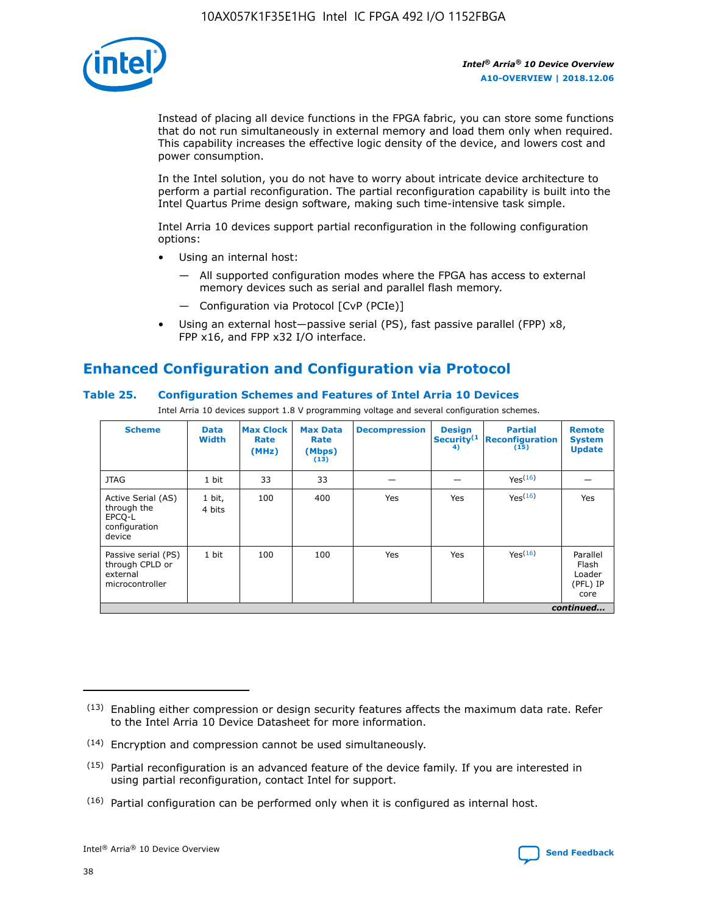Instead of placing all device functions in the FPGA fabric, you can store some functions that do not run simultaneously in external memory and load them only when required. This capability increases the effective logic density of the device, and lowers cost and power consumption.

In the Intel solution, you do not have to worry about intricate device architecture to perform a partial reconfiguration. The partial reconfiguration capability is built into the Intel Quartus Prime design software, making such time-intensive task simple.

Intel Arria 10 devices support partial reconfiguration in the following configuration options:

- Using an internal host:
  - — All supported configuration modes where the FPGA has access to external memory devices such as serial and parallel flash memory.
  - — Configuration via Protocol [CvP (PCIe)]
- Using an external host—passive serial (PS), fast passive parallel (FPP) x8, FPP x16, and FPP x32 I/O interface.

## Enhanced Configuration and Configuration via Protocol

### Table 25. Configuration Schemes and Features of Intel Arria 10 Devices

Intel Arria 10 devices support 1.8 V programming voltage and several configuration schemes.

| Scheme | Data Width | Max Clock Rate (MHz) | Max Data Rate (Mbps) (13) | Decompression | Design Security (14) | Partial Reconfiguration (15) | Remote System Update |
|---|---|---|---|---|---|---|---|
| JTAG | 1 bit | 33 | 33 | — | — | Yes (16) | — |
| Active Serial (AS) through the EPCQ-L configuration device | 1 bit, 4 bits | 100 | 400 | Yes | Yes | Yes (16) | Yes |
| Passive serial (PS) through CPLD or external microcontroller | 1 bit | 100 | 100 | Yes | Yes | Yes (16) | Parallel Flash Loader (PFL) IP core |

*continued...*

(13) Enabling either compression or design security features affects the maximum data rate. Refer to the Intel Arria 10 Device Datasheet for more information.

(14) Encryption and compression cannot be used simultaneously.

(15) Partial reconfiguration is an advanced feature of the device family. If you are interested in using partial reconfiguration, contact Intel for support.

(16) Partial configuration can be performed only when it is configured as internal host.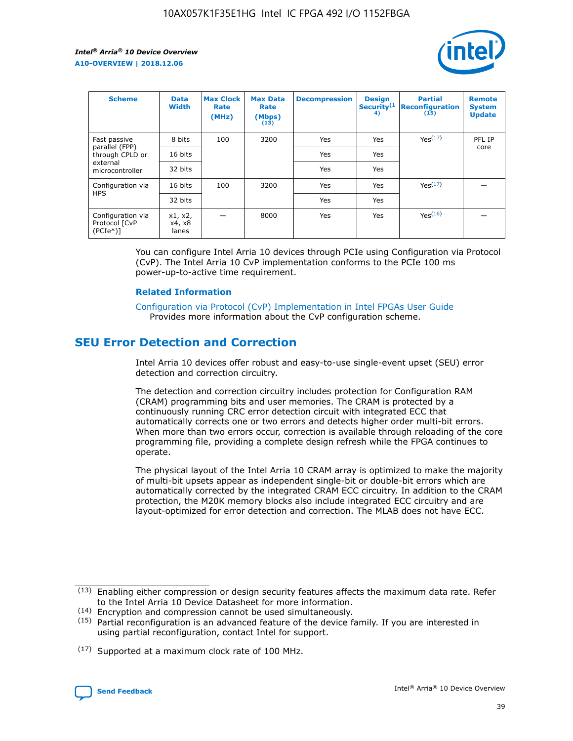| Scheme | Data Width | Max Clock Rate (MHz) | Max Data Rate (Mbps) (13) | Decompression | Design Security(14) | Partial Reconfiguration (15) | Remote System Update |
|---|---|---|---|---|---|---|---|
| Fast passive parallel (FPP) through CPLD or external microcontroller | 8 bits | 100 | 3200 | Yes | Yes | Yes(17) | PFL IP core |
| | 16 bits | | | Yes | Yes | | |
| | 32 bits | | | Yes | Yes | | |
| Configuration via HPS | 16 bits | 100 | 3200 | Yes | Yes | Yes(17) | — |
| | 32 bits | | | Yes | Yes | | |
| Configuration via Protocol [CvP (PCIe*)] | x1, x2, x4, x8 lanes | — | 8000 | Yes | Yes | Yes(16) | — |

You can configure Intel Arria 10 devices through PCIe using Configuration via Protocol (CvP). The Intel Arria 10 CvP implementation conforms to the PCIe 100 ms power-up-to-active time requirement.

**Related Information**

Configuration via Protocol (CvP) Implementation in Intel FPGAs User Guide
Provides more information about the CvP configuration scheme.

## SEU Error Detection and Correction

Intel Arria 10 devices offer robust and easy-to-use single-event upset (SEU) error detection and correction circuitry.

The detection and correction circuitry includes protection for Configuration RAM (CRAM) programming bits and user memories. The CRAM is protected by a continuously running CRC error detection circuit with integrated ECC that automatically corrects one or two errors and detects higher order multi-bit errors. When more than two errors occur, correction is available through reloading of the core programming file, providing a complete design refresh while the FPGA continues to operate.

The physical layout of the Intel Arria 10 CRAM array is optimized to make the majority of multi-bit upsets appear as independent single-bit or double-bit errors which are automatically corrected by the integrated CRAM ECC circuitry. In addition to the CRAM protection, the M20K memory blocks also include integrated ECC circuitry and are layout-optimized for error detection and correction. The MLAB does not have ECC.

(13) Enabling either compression or design security features affects the maximum data rate. Refer to the Intel Arria 10 Device Datasheet for more information.

(14) Encryption and compression cannot be used simultaneously.

(15) Partial reconfiguration is an advanced feature of the device family. If you are interested in using partial reconfiguration, contact Intel for support.

(17) Supported at a maximum clock rate of 100 MHz.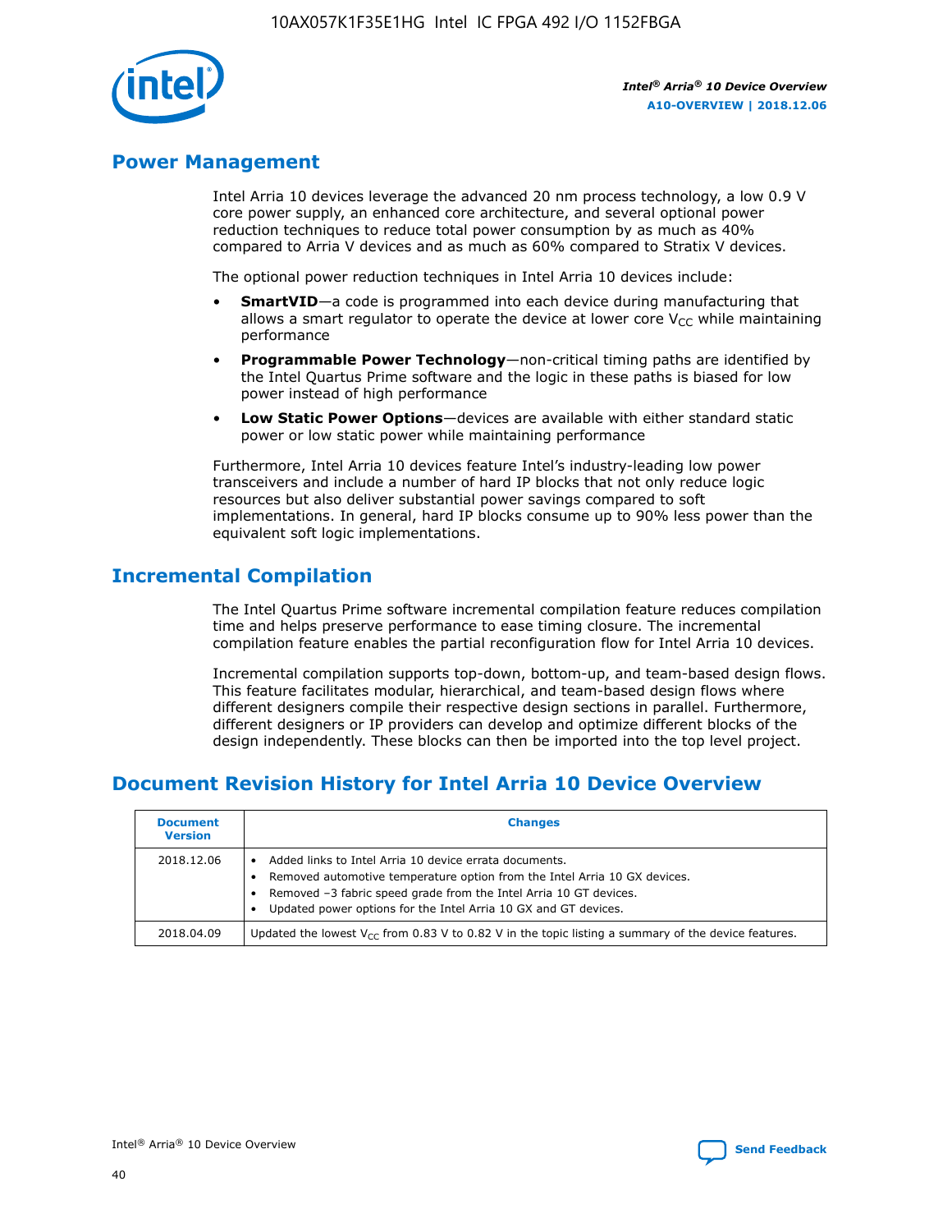## Power Management

Intel Arria 10 devices leverage the advanced 20 nm process technology, a low 0.9 V core power supply, an enhanced core architecture, and several optional power reduction techniques to reduce total power consumption by as much as 40% compared to Arria V devices and as much as 60% compared to Stratix V devices.

The optional power reduction techniques in Intel Arria 10 devices include:

- **SmartVID**—a code is programmed into each device during manufacturing that allows a smart regulator to operate the device at lower core $V_{CC}$ while maintaining performance
- **Programmable Power Technology**—non-critical timing paths are identified by the Intel Quartus Prime software and the logic in these paths is biased for low power instead of high performance
- **Low Static Power Options**—devices are available with either standard static power or low static power while maintaining performance

Furthermore, Intel Arria 10 devices feature Intel's industry-leading low power transceivers and include a number of hard IP blocks that not only reduce logic resources but also deliver substantial power savings compared to soft implementations. In general, hard IP blocks consume up to 90% less power than the equivalent soft logic implementations.

## Incremental Compilation

The Intel Quartus Prime software incremental compilation feature reduces compilation time and helps preserve performance to ease timing closure. The incremental compilation feature enables the partial reconfiguration flow for Intel Arria 10 devices.

Incremental compilation supports top-down, bottom-up, and team-based design flows. This feature facilitates modular, hierarchical, and team-based design flows where different designers compile their respective design sections in parallel. Furthermore, different designers or IP providers can develop and optimize different blocks of the design independently. These blocks can then be imported into the top level project.

## Document Revision History for Intel Arria 10 Device Overview

| Document Version | Changes |
| --- | --- |
| 2018.12.06 | • Added links to Intel Arria 10 device errata documents.<br>• Removed automotive temperature option from the Intel Arria 10 GX devices.<br>• Removed –3 fabric speed grade from the Intel Arria 10 GT devices.<br>• Updated power options for the Intel Arria 10 GX and GT devices. |
| 2018.04.09 | Updated the lowest $V_{CC}$ from 0.83 V to 0.82 V in the topic listing a summary of the device features. |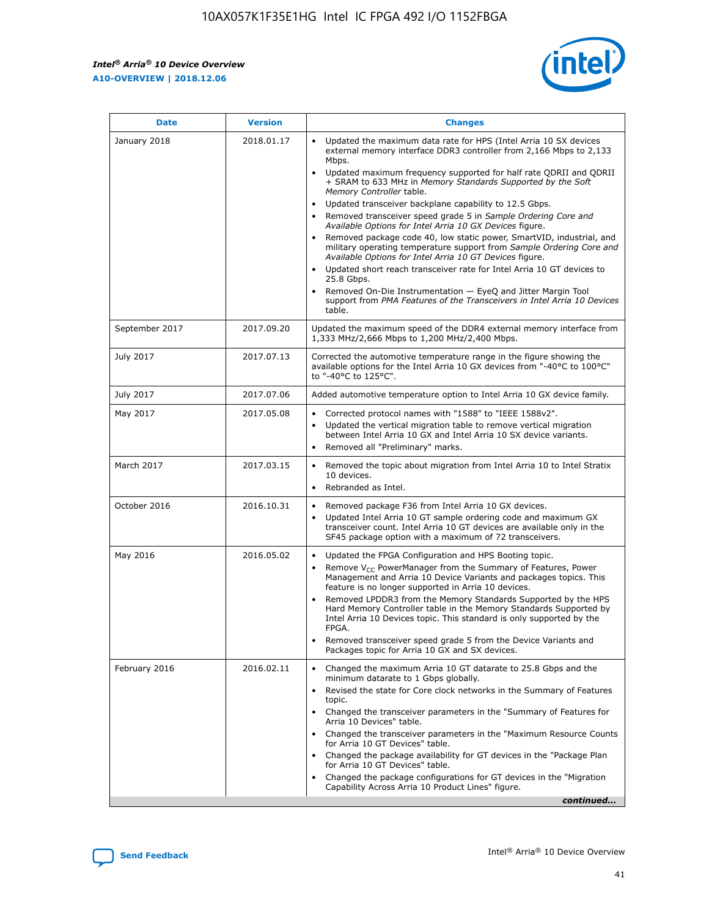| Date | Version | Changes |
| --- | --- | --- |
| January 2018 | 2018.01.17 | • Updated the maximum data rate for HPS (Intel Arria 10 SX devices external memory interface DDR3 controller from 2,166 Mbps to 2,133 Mbps.<br>• Updated maximum frequency supported for half rate QDRII and QDRII + SRAM to 633 MHz in *Memory Standards Supported by the Soft Memory Controller* table.<br>• Updated transceiver backplane capability to 12.5 Gbps.<br>• Removed transceiver speed grade 5 in *Sample Ordering Core and Available Options for Intel Arria 10 GX Devices* figure.<br>• Removed package code 40, low static power, SmartVID, industrial, and military operating temperature support from *Sample Ordering Core and Available Options for Intel Arria 10 GT Devices* figure.<br>• Updated short reach transceiver rate for Intel Arria 10 GT devices to 25.8 Gbps.<br>• Removed On-Die Instrumentation — EyeQ and Jitter Margin Tool support from *PMA Features of the Transceivers in Intel Arria 10 Devices* table. |
| September 2017 | 2017.09.20 | Updated the maximum speed of the DDR4 external memory interface from 1,333 MHz/2,666 Mbps to 1,200 MHz/2,400 Mbps. |
| July 2017 | 2017.07.13 | Corrected the automotive temperature range in the figure showing the available options for the Intel Arria 10 GX devices from "-40°C to 100°C" to "-40°C to 125°C". |
| July 2017 | 2017.07.06 | Added automotive temperature option to Intel Arria 10 GX device family. |
| May 2017 | 2017.05.08 | • Corrected protocol names with "1588" to "IEEE 1588v2".<br>• Updated the vertical migration table to remove vertical migration between Intel Arria 10 GX and Intel Arria 10 SX device variants.<br>• Removed all "Preliminary" marks. |
| March 2017 | 2017.03.15 | • Removed the topic about migration from Intel Arria 10 to Intel Stratix 10 devices.<br>• Rebranded as Intel. |
| October 2016 | 2016.10.31 | • Removed package F36 from Intel Arria 10 GX devices.<br>• Updated Intel Arria 10 GT sample ordering code and maximum GX transceiver count. Intel Arria 10 GT devices are available only in the SF45 package option with a maximum of 72 transceivers. |
| May 2016 | 2016.05.02 | • Updated the FPGA Configuration and HPS Booting topic.<br>• Remove $V_{CC}$ PowerManager from the Summary of Features, Power Management and Arria 10 Device Variants and packages topics. This feature is no longer supported in Arria 10 devices.<br>• Removed LPDDR3 from the Memory Standards Supported by the HPS Hard Memory Controller table in the Memory Standards Supported by Intel Arria 10 Devices topic. This standard is only supported by the FPGA.<br>• Removed transceiver speed grade 5 from the Device Variants and Packages topic for Arria 10 GX and SX devices. |
| February 2016 | 2016.02.11 | • Changed the maximum Arria 10 GT datarate to 25.8 Gbps and the minimum datarate to 1 Gbps globally.<br>• Revised the state for Core clock networks in the Summary of Features topic.<br>• Changed the transceiver parameters in the "Summary of Features for Arria 10 Devices" table.<br>• Changed the transceiver parameters in the "Maximum Resource Counts for Arria 10 GT Devices" table.<br>• Changed the package availability for GT devices in the "Package Plan for Arria 10 GT Devices" table.<br>• Changed the package configurations for GT devices in the "Migration Capability Across Arria 10 Product Lines" figure. |

*continued...*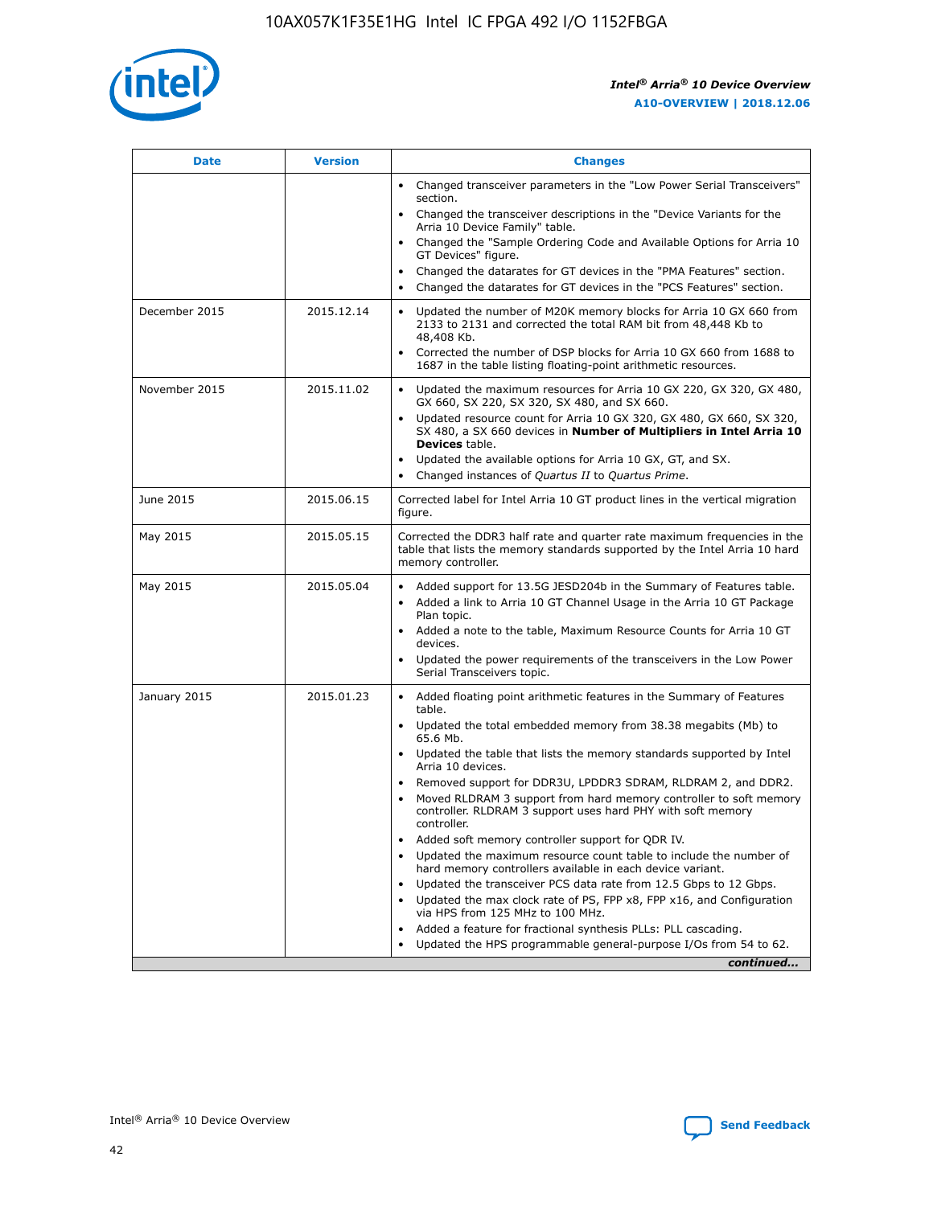| Date | Version | Changes |
| --- | --- | --- |
| | | • Changed transceiver parameters in the "Low Power Serial Transceivers" section.<br>• Changed the transceiver descriptions in the "Device Variants for the Arria 10 Device Family" table.<br>• Changed the "Sample Ordering Code and Available Options for Arria 10 GT Devices" figure.<br>• Changed the datarates for GT devices in the "PMA Features" section.<br>• Changed the datarates for GT devices in the "PCS Features" section. |
| December 2015 | 2015.12.14 | • Updated the number of M20K memory blocks for Arria 10 GX 660 from 2133 to 2131 and corrected the total RAM bit from 48,448 Kb to 48,408 Kb.<br>• Corrected the number of DSP blocks for Arria 10 GX 660 from 1688 to 1687 in the table listing floating-point arithmetic resources. |
| November 2015 | 2015.11.02 | • Updated the maximum resources for Arria 10 GX 220, GX 320, GX 480, GX 660, SX 220, SX 320, SX 480, and SX 660.<br>• Updated resource count for Arria 10 GX 320, GX 480, GX 660, SX 320, SX 480, a SX 660 devices in **Number of Multipliers in Intel Arria 10 Devices** table.<br>• Updated the available options for Arria 10 GX, GT, and SX.<br>• Changed instances of *Quartus II* to *Quartus Prime*. |
| June 2015 | 2015.06.15 | Corrected label for Intel Arria 10 GT product lines in the vertical migration figure. |
| May 2015 | 2015.05.15 | Corrected the DDR3 half rate and quarter rate maximum frequencies in the table that lists the memory standards supported by the Intel Arria 10 hard memory controller. |
| May 2015 | 2015.05.04 | • Added support for 13.5G JESD204b in the Summary of Features table.<br>• Added a link to Arria 10 GT Channel Usage in the Arria 10 GT Package Plan topic.<br>• Added a note to the table, Maximum Resource Counts for Arria 10 GT devices.<br>• Updated the power requirements of the transceivers in the Low Power Serial Transceivers topic. |
| January 2015 | 2015.01.23 | • Added floating point arithmetic features in the Summary of Features table.<br>• Updated the total embedded memory from 38.38 megabits (Mb) to 65.6 Mb.<br>• Updated the table that lists the memory standards supported by Intel Arria 10 devices.<br>• Removed support for DDR3U, LPDDR3 SDRAM, RLDRAM 2, and DDR2.<br>• Moved RLDRAM 3 support from hard memory controller to soft memory controller. RLDRAM 3 support uses hard PHY with soft memory controller.<br>• Added soft memory controller support for QDR IV.<br>• Updated the maximum resource count table to include the number of hard memory controllers available in each device variant.<br>• Updated the transceiver PCS data rate from 12.5 Gbps to 12 Gbps.<br>• Updated the max clock rate of PS, FPP x8, FPP x16, and Configuration via HPS from 125 MHz to 100 MHz.<br>• Added a feature for fractional synthesis PLLs: PLL cascading.<br>• Updated the HPS programmable general-purpose I/Os from 54 to 62. |
| | | ***continued...*** |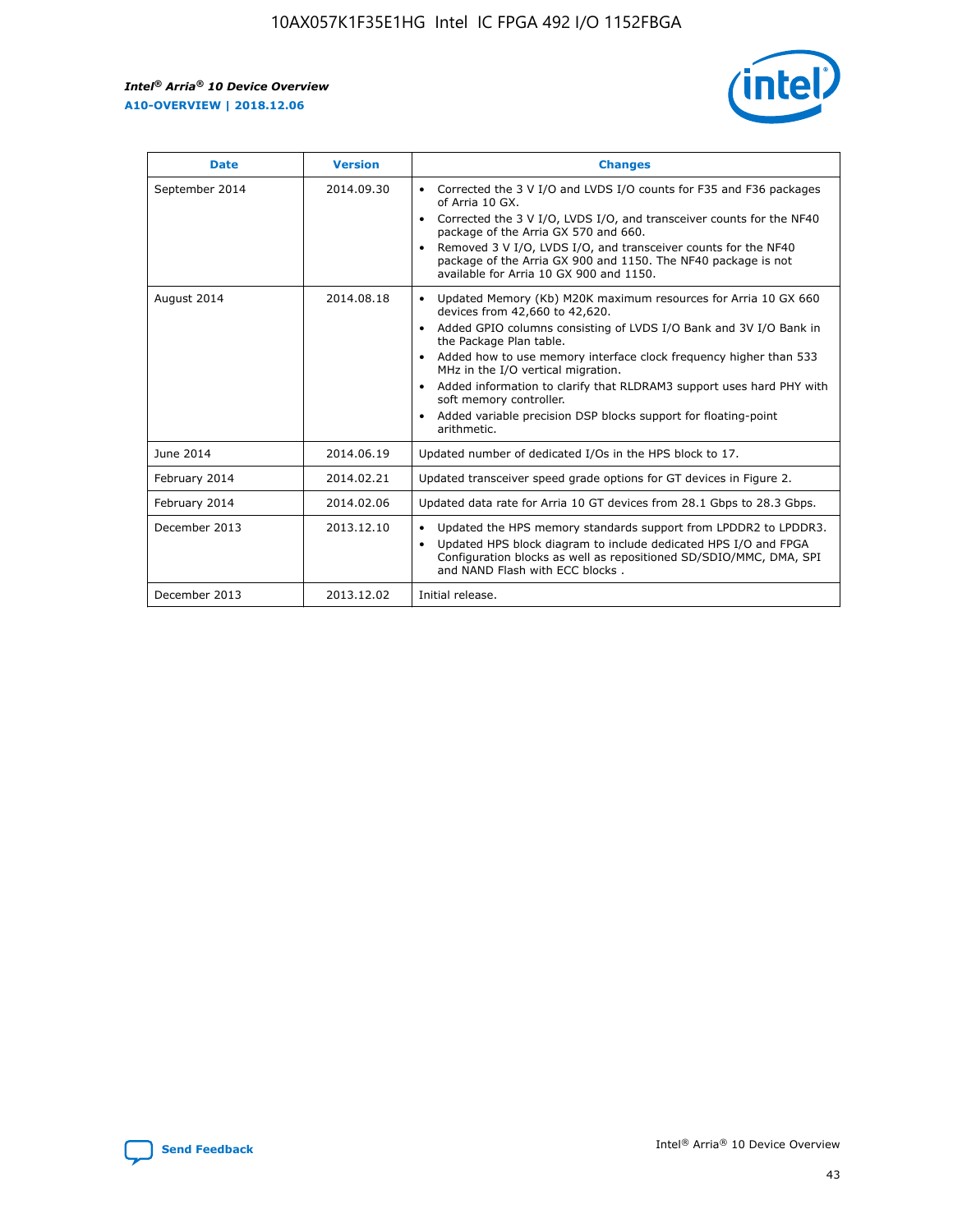| Date | Version | Changes |
| --- | --- | --- |
| September 2014 | 2014.09.30 | • Corrected the 3 V I/O and LVDS I/O counts for F35 and F36 packages of Arria 10 GX. • Corrected the 3 V I/O, LVDS I/O, and transceiver counts for the NF40 package of the Arria GX 570 and 660. • Removed 3 V I/O, LVDS I/O, and transceiver counts for the NF40 package of the Arria GX 900 and 1150. The NF40 package is not available for Arria 10 GX 900 and 1150. |
| August 2014 | 2014.08.18 | • Updated Memory (Kb) M20K maximum resources for Arria 10 GX 660 devices from 42,660 to 42,620. • Added GPIO columns consisting of LVDS I/O Bank and 3V I/O Bank in the Package Plan table. • Added how to use memory interface clock frequency higher than 533 MHz in the I/O vertical migration. • Added information to clarify that RLDRAM3 support uses hard PHY with soft memory controller. • Added variable precision DSP blocks support for floating-point arithmetic. |
| June 2014 | 2014.06.19 | Updated number of dedicated I/Os in the HPS block to 17. |
| February 2014 | 2014.02.21 | Updated transceiver speed grade options for GT devices in Figure 2. |
| February 2014 | 2014.02.06 | Updated data rate for Arria 10 GT devices from 28.1 Gbps to 28.3 Gbps. |
| December 2013 | 2013.12.10 | • Updated the HPS memory standards support from LPDDR2 to LPDDR3. • Updated HPS block diagram to include dedicated HPS I/O and FPGA Configuration blocks as well as repositioned SD/SDIO/MMC, DMA, SPI and NAND Flash with ECC blocks . |
| December 2013 | 2013.12.02 | Initial release. |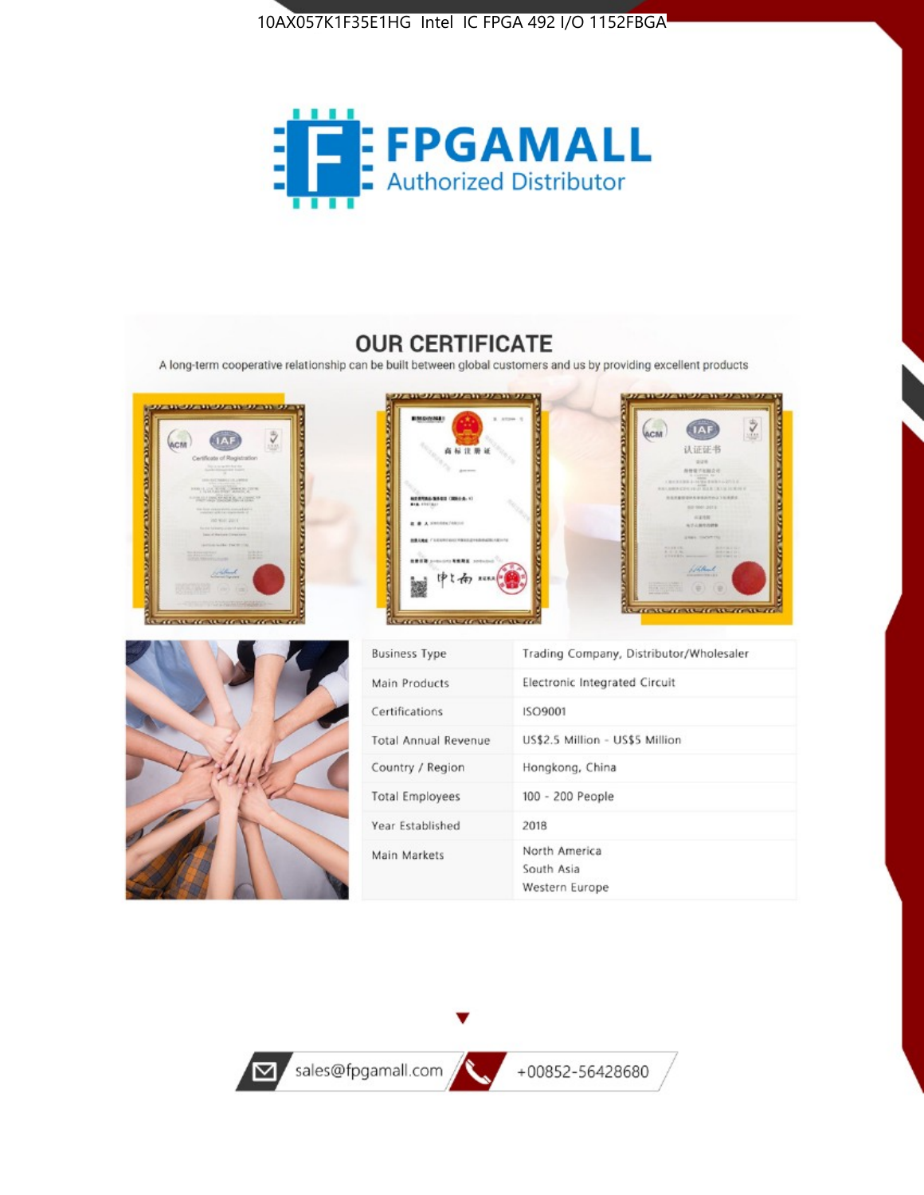# FPGAMALL

Authorized Distributor

## OUR CERTIFICATE

A long-term cooperative relationship can be built between global customers and us by providing excellent products

| | |
|---|---|
| Business Type | Trading Company, Distributor/Wholesaler |
| Main Products | Electronic Integrated Circuit |
| Certifications | ISO9001 |
| Total Annual Revenue | US$2.5 Million - US$5 Million |
| Country / Region | Hongkong, China |
| Total Employees | 100 - 200 People |
| Year Established | 2018 |
| Main Markets | North America<br>South Asia<br>Western Europe |

sales@fpgamall.com

+00852-56428680